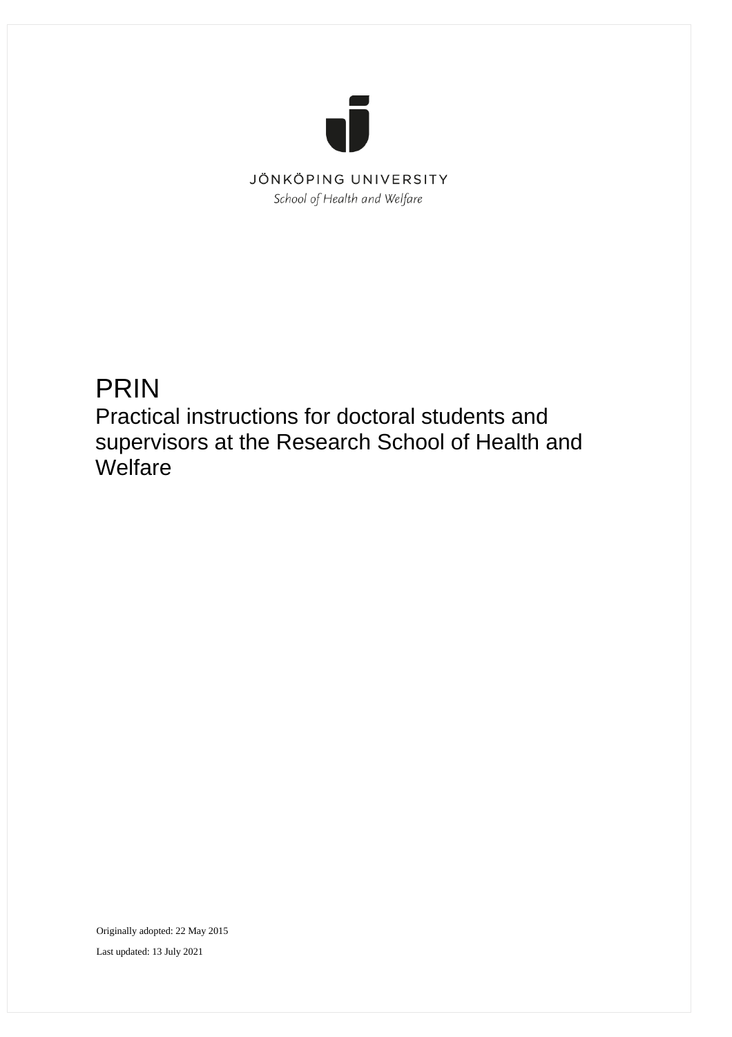JÖNKÖPING UNIVERSITY

*School of Health and Welfare*

# PRIN

## Practical instructions for doctoral students and supervisors at the Research School of Health and Welfare

Originally adopted: 22 May 2015

Last updated: 13 July 2021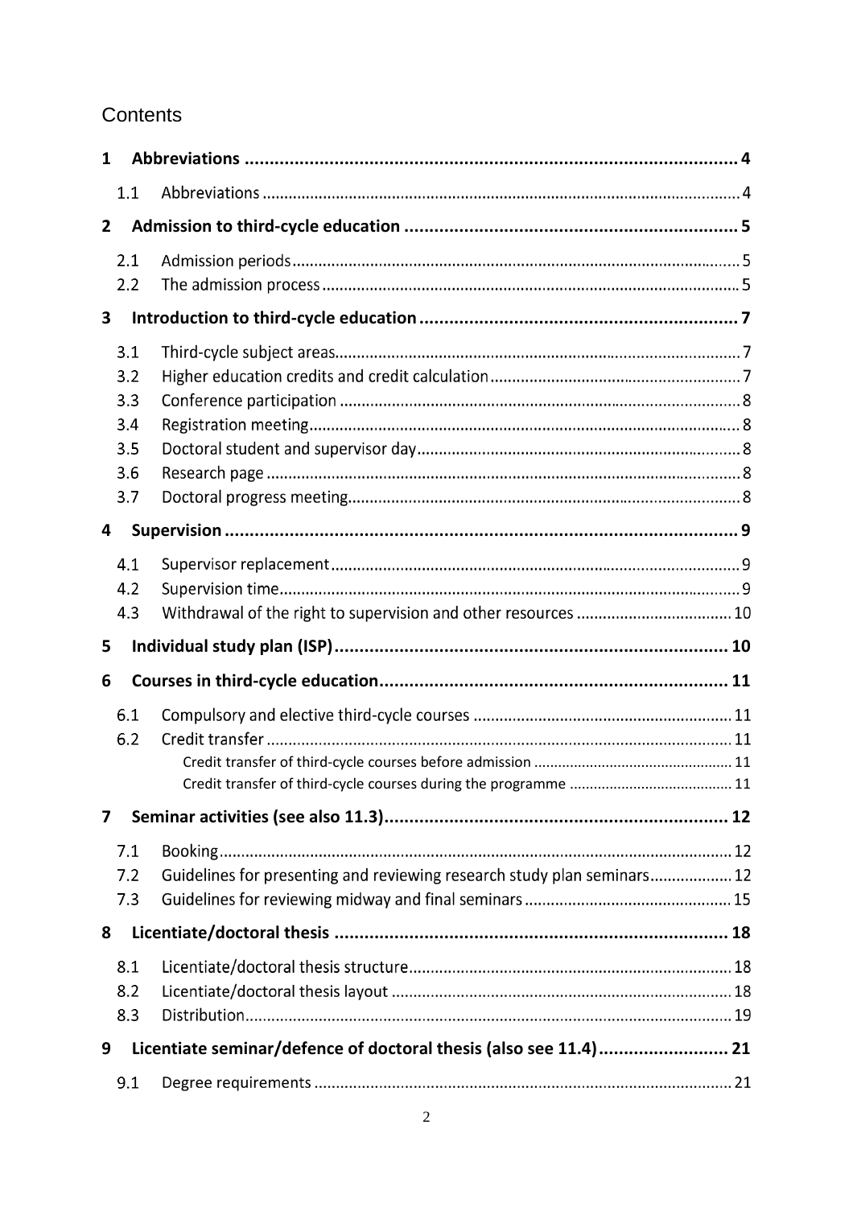# Contents

**1 Abbreviations** .......... 4

- 1.1 Abbreviations .......... 4

**2 Admission to third-cycle education** .......... 5

- 2.1 Admission periods .......... 5
- 2.2 The admission process .......... 5

**3 Introduction to third-cycle education** .......... 7

- 3.1 Third-cycle subject areas .......... 7
- 3.2 Higher education credits and credit calculation .......... 7
- 3.3 Conference participation .......... 8
- 3.4 Registration meeting .......... 8
- 3.5 Doctoral student and supervisor day .......... 8
- 3.6 Research page .......... 8
- 3.7 Doctoral progress meeting .......... 8

**4 Supervision** .......... 9

- 4.1 Supervisor replacement .......... 9
- 4.2 Supervision time .......... 9
- 4.3 Withdrawal of the right to supervision and other resources .......... 10

**5 Individual study plan (ISP)** .......... 10

**6 Courses in third-cycle education** .......... 11

- 6.1 Compulsory and elective third-cycle courses .......... 11
- 6.2 Credit transfer .......... 11
  - Credit transfer of third-cycle courses before admission .......... 11
  - Credit transfer of third-cycle courses during the programme .......... 11

**7 Seminar activities (see also 11.3)** .......... 12

- 7.1 Booking .......... 12
- 7.2 Guidelines for presenting and reviewing research study plan seminars .......... 12
- 7.3 Guidelines for reviewing midway and final seminars .......... 15

**8 Licentiate/doctoral thesis** .......... 18

- 8.1 Licentiate/doctoral thesis structure .......... 18
- 8.2 Licentiate/doctoral thesis layout .......... 18
- 8.3 Distribution .......... 19

**9 Licentiate seminar/defence of doctoral thesis (also see 11.4)** .......... 21

- 9.1 Degree requirements .......... 21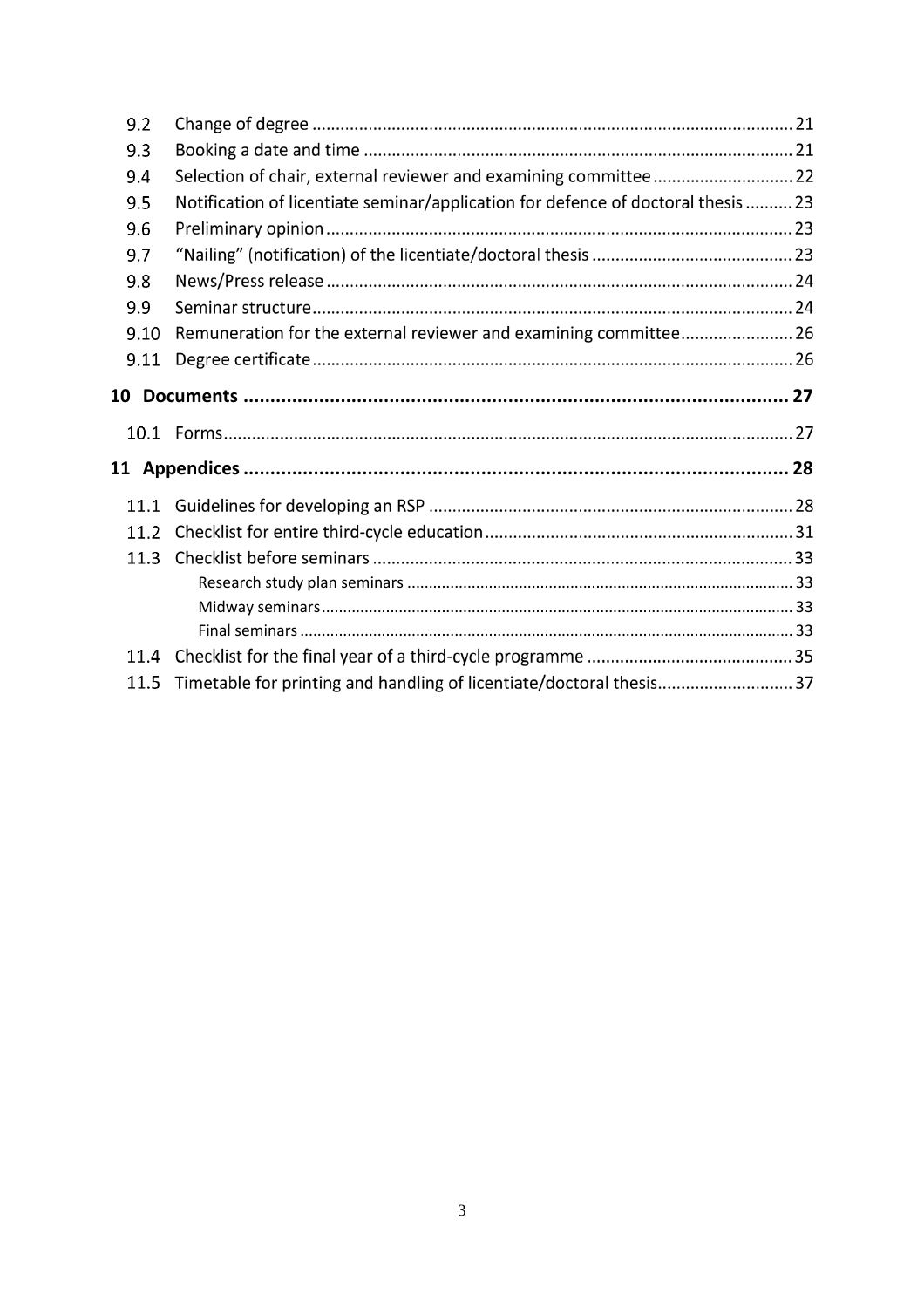9.2 Change of degree ..................................................................................................... 21

9.3 Booking a date and time ........................................................................................... 21

9.4 Selection of chair, external reviewer and examining committee ............................. 22

9.5 Notification of licentiate seminar/application for defence of doctoral thesis .......... 23

9.6 Preliminary opinion ................................................................................................... 23

9.7 "Nailing" (notification) of the licentiate/doctoral thesis .......................................... 23

9.8 News/Press release .................................................................................................. 24

9.9 Seminar structure ...................................................................................................... 24

9.10 Remuneration for the external reviewer and examining committee ........................ 26

9.11 Degree certificate ...................................................................................................... 26

**10 Documents ..................................................................................................... 27**

10.1 Forms ......................................................................................................................... 27

**11 Appendices ..................................................................................................... 28**

11.1 Guidelines for developing an RSP ............................................................................. 28

11.2 Checklist for entire third-cycle education ................................................................. 31

11.3 Checklist before seminars ......................................................................................... 33

Research study plan seminars ........................................................................................ 33

Midway seminars ............................................................................................................ 33

Final seminars ................................................................................................................. 33

11.4 Checklist for the final year of a third-cycle programme ........................................... 35

11.5 Timetable for printing and handling of licentiate/doctoral thesis ............................ 37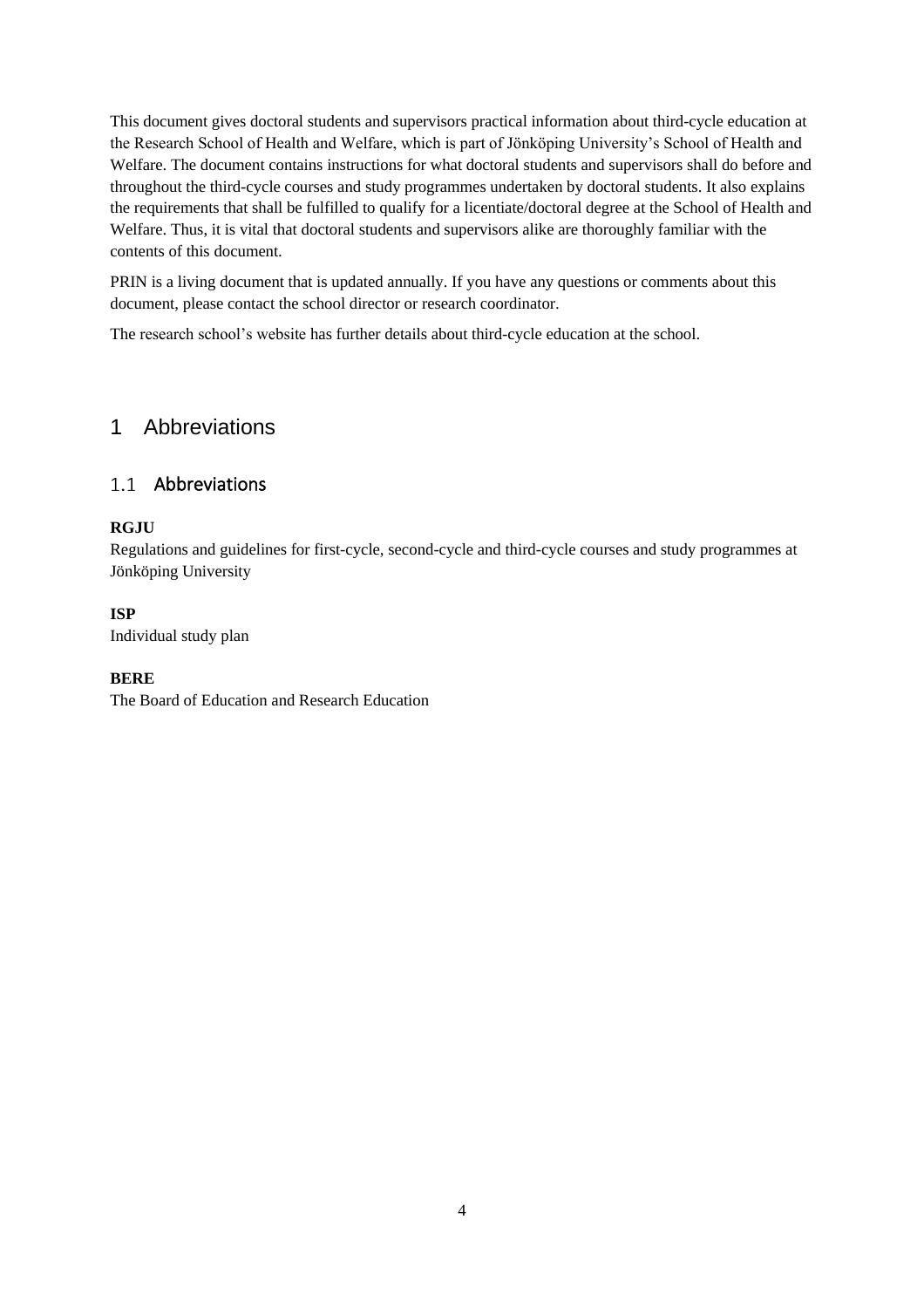This document gives doctoral students and supervisors practical information about third-cycle education at the Research School of Health and Welfare, which is part of Jönköping University's School of Health and Welfare. The document contains instructions for what doctoral students and supervisors shall do before and throughout the third-cycle courses and study programmes undertaken by doctoral students. It also explains the requirements that shall be fulfilled to qualify for a licentiate/doctoral degree at the School of Health and Welfare. Thus, it is vital that doctoral students and supervisors alike are thoroughly familiar with the contents of this document.

PRIN is a living document that is updated annually. If you have any questions or comments about this document, please contact the school director or research coordinator.

The research school's website has further details about third-cycle education at the school.

# 1 Abbreviations

## 1.1 Abbreviations

**RGJU**
Regulations and guidelines for first-cycle, second-cycle and third-cycle courses and study programmes at Jönköping University

**ISP**
Individual study plan

**BERE**
The Board of Education and Research Education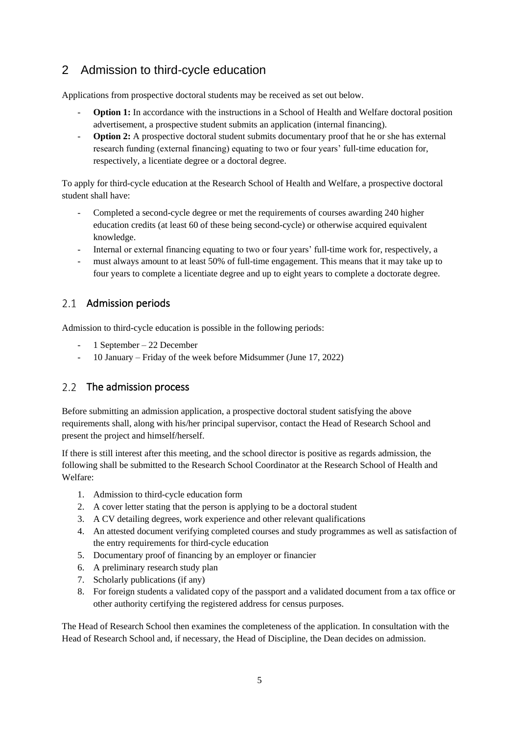# 2 Admission to third-cycle education

Applications from prospective doctoral students may be received as set out below.

- **Option 1:** In accordance with the instructions in a School of Health and Welfare doctoral position advertisement, a prospective student submits an application (internal financing).
- **Option 2:** A prospective doctoral student submits documentary proof that he or she has external research funding (external financing) equating to two or four years' full-time education for, respectively, a licentiate degree or a doctoral degree.

To apply for third-cycle education at the Research School of Health and Welfare, a prospective doctoral student shall have:

- Completed a second-cycle degree or met the requirements of courses awarding 240 higher education credits (at least 60 of these being second-cycle) or otherwise acquired equivalent knowledge.
- Internal or external financing equating to two or four years' full-time work for, respectively, a
- must always amount to at least 50% of full-time engagement. This means that it may take up to four years to complete a licentiate degree and up to eight years to complete a doctorate degree.

## 2.1 Admission periods

Admission to third-cycle education is possible in the following periods:

- 1 September – 22 December
- 10 January – Friday of the week before Midsummer (June 17, 2022)

## 2.2 The admission process

Before submitting an admission application, a prospective doctoral student satisfying the above requirements shall, along with his/her principal supervisor, contact the Head of Research School and present the project and himself/herself.

If there is still interest after this meeting, and the school director is positive as regards admission, the following shall be submitted to the Research School Coordinator at the Research School of Health and Welfare:

1. Admission to third-cycle education form
2. A cover letter stating that the person is applying to be a doctoral student
3. A CV detailing degrees, work experience and other relevant qualifications
4. An attested document verifying completed courses and study programmes as well as satisfaction of the entry requirements for third-cycle education
5. Documentary proof of financing by an employer or financier
6. A preliminary research study plan
7. Scholarly publications (if any)
8. For foreign students a validated copy of the passport and a validated document from a tax office or other authority certifying the registered address for census purposes.

The Head of Research School then examines the completeness of the application. In consultation with the Head of Research School and, if necessary, the Head of Discipline, the Dean decides on admission.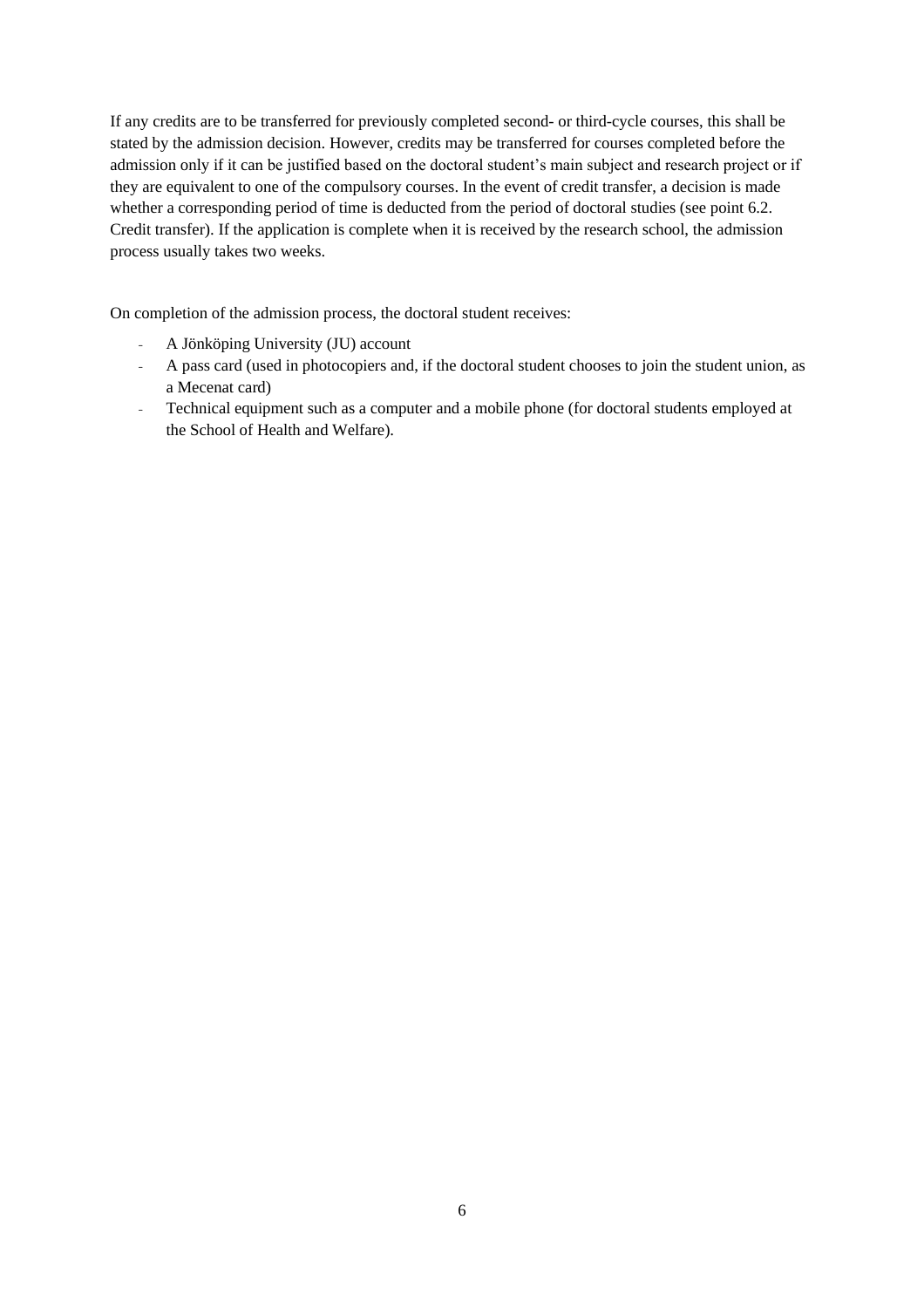If any credits are to be transferred for previously completed second- or third-cycle courses, this shall be stated by the admission decision. However, credits may be transferred for courses completed before the admission only if it can be justified based on the doctoral student's main subject and research project or if they are equivalent to one of the compulsory courses. In the event of credit transfer, a decision is made whether a corresponding period of time is deducted from the period of doctoral studies (see point 6.2. Credit transfer). If the application is complete when it is received by the research school, the admission process usually takes two weeks.

On completion of the admission process, the doctoral student receives:

- A Jönköping University (JU) account
- A pass card (used in photocopiers and, if the doctoral student chooses to join the student union, as a Mecenat card)
- Technical equipment such as a computer and a mobile phone (for doctoral students employed at the School of Health and Welfare).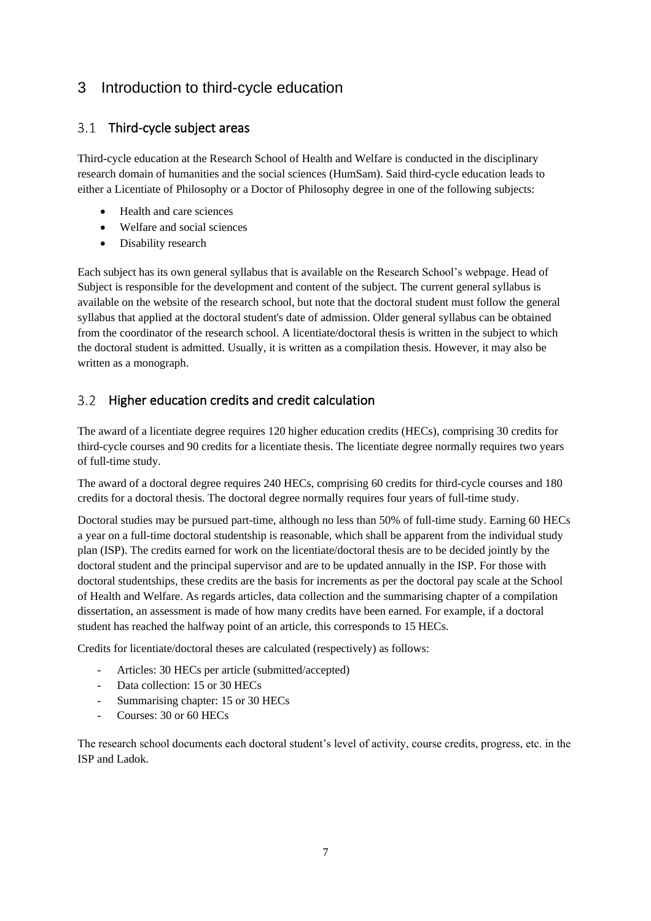# 3 Introduction to third-cycle education

## 3.1 Third-cycle subject areas

Third-cycle education at the Research School of Health and Welfare is conducted in the disciplinary research domain of humanities and the social sciences (HumSam). Said third-cycle education leads to either a Licentiate of Philosophy or a Doctor of Philosophy degree in one of the following subjects:

- Health and care sciences
- Welfare and social sciences
- Disability research

Each subject has its own general syllabus that is available on the Research School's webpage. Head of Subject is responsible for the development and content of the subject. The current general syllabus is available on the website of the research school, but note that the doctoral student must follow the general syllabus that applied at the doctoral student's date of admission. Older general syllabus can be obtained from the coordinator of the research school. A licentiate/doctoral thesis is written in the subject to which the doctoral student is admitted. Usually, it is written as a compilation thesis. However, it may also be written as a monograph.

## 3.2 Higher education credits and credit calculation

The award of a licentiate degree requires 120 higher education credits (HECs), comprising 30 credits for third-cycle courses and 90 credits for a licentiate thesis. The licentiate degree normally requires two years of full-time study.

The award of a doctoral degree requires 240 HECs, comprising 60 credits for third-cycle courses and 180 credits for a doctoral thesis. The doctoral degree normally requires four years of full-time study.

Doctoral studies may be pursued part-time, although no less than 50% of full-time study. Earning 60 HECs a year on a full-time doctoral studentship is reasonable, which shall be apparent from the individual study plan (ISP). The credits earned for work on the licentiate/doctoral thesis are to be decided jointly by the doctoral student and the principal supervisor and are to be updated annually in the ISP. For those with doctoral studentships, these credits are the basis for increments as per the doctoral pay scale at the School of Health and Welfare. As regards articles, data collection and the summarising chapter of a compilation dissertation, an assessment is made of how many credits have been earned. For example, if a doctoral student has reached the halfway point of an article, this corresponds to 15 HECs.

Credits for licentiate/doctoral theses are calculated (respectively) as follows:

- Articles: 30 HECs per article (submitted/accepted)
- Data collection: 15 or 30 HECs
- Summarising chapter: 15 or 30 HECs
- Courses: 30 or 60 HECs

The research school documents each doctoral student's level of activity, course credits, progress, etc. in the ISP and Ladok.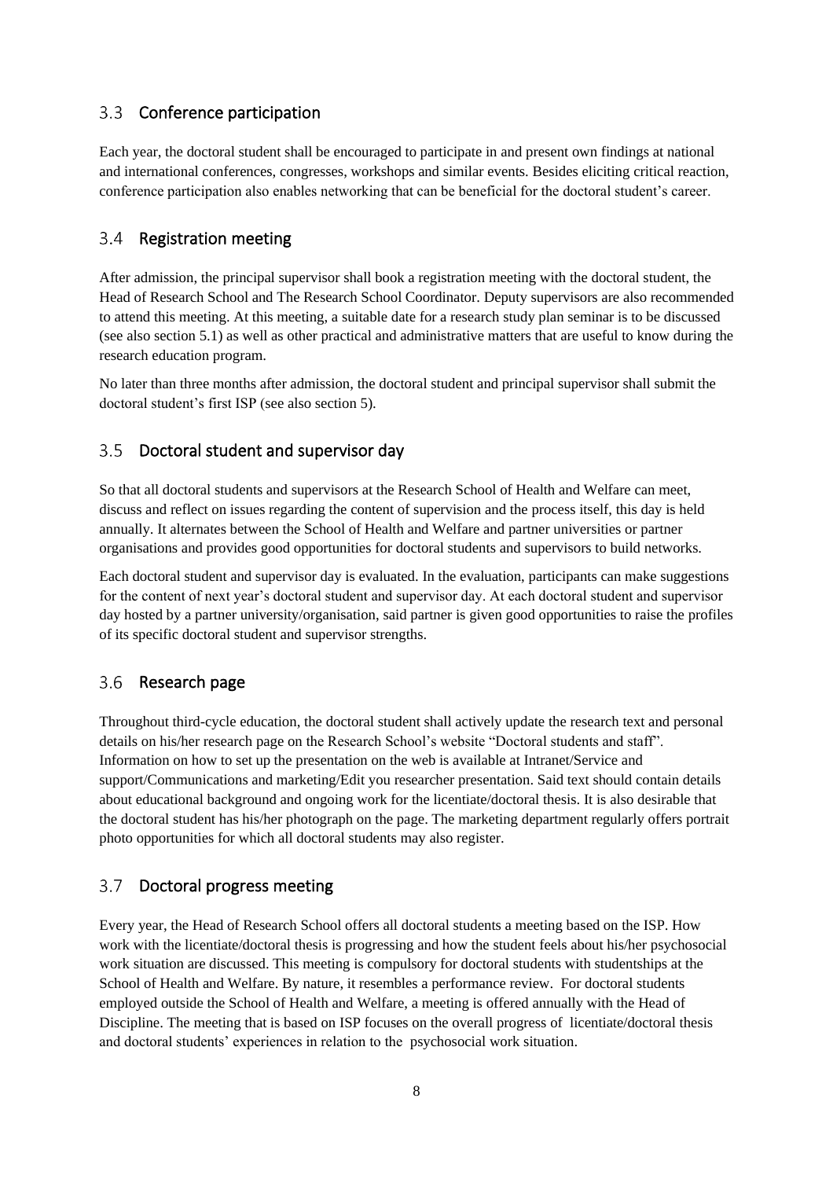## 3.3 Conference participation

Each year, the doctoral student shall be encouraged to participate in and present own findings at national and international conferences, congresses, workshops and similar events. Besides eliciting critical reaction, conference participation also enables networking that can be beneficial for the doctoral student's career.

## 3.4 Registration meeting

After admission, the principal supervisor shall book a registration meeting with the doctoral student, the Head of Research School and The Research School Coordinator. Deputy supervisors are also recommended to attend this meeting. At this meeting, a suitable date for a research study plan seminar is to be discussed (see also section 5.1) as well as other practical and administrative matters that are useful to know during the research education program.

No later than three months after admission, the doctoral student and principal supervisor shall submit the doctoral student's first ISP (see also section 5).

## 3.5 Doctoral student and supervisor day

So that all doctoral students and supervisors at the Research School of Health and Welfare can meet, discuss and reflect on issues regarding the content of supervision and the process itself, this day is held annually. It alternates between the School of Health and Welfare and partner universities or partner organisations and provides good opportunities for doctoral students and supervisors to build networks.

Each doctoral student and supervisor day is evaluated. In the evaluation, participants can make suggestions for the content of next year's doctoral student and supervisor day. At each doctoral student and supervisor day hosted by a partner university/organisation, said partner is given good opportunities to raise the profiles of its specific doctoral student and supervisor strengths.

## 3.6 Research page

Throughout third-cycle education, the doctoral student shall actively update the research text and personal details on his/her research page on the Research School's website "Doctoral students and staff". Information on how to set up the presentation on the web is available at Intranet/Service and support/Communications and marketing/Edit you researcher presentation. Said text should contain details about educational background and ongoing work for the licentiate/doctoral thesis. It is also desirable that the doctoral student has his/her photograph on the page. The marketing department regularly offers portrait photo opportunities for which all doctoral students may also register.

## 3.7 Doctoral progress meeting

Every year, the Head of Research School offers all doctoral students a meeting based on the ISP. How work with the licentiate/doctoral thesis is progressing and how the student feels about his/her psychosocial work situation are discussed. This meeting is compulsory for doctoral students with studentships at the School of Health and Welfare. By nature, it resembles a performance review. For doctoral students employed outside the School of Health and Welfare, a meeting is offered annually with the Head of Discipline. The meeting that is based on ISP focuses on the overall progress of licentiate/doctoral thesis and doctoral students' experiences in relation to the psychosocial work situation.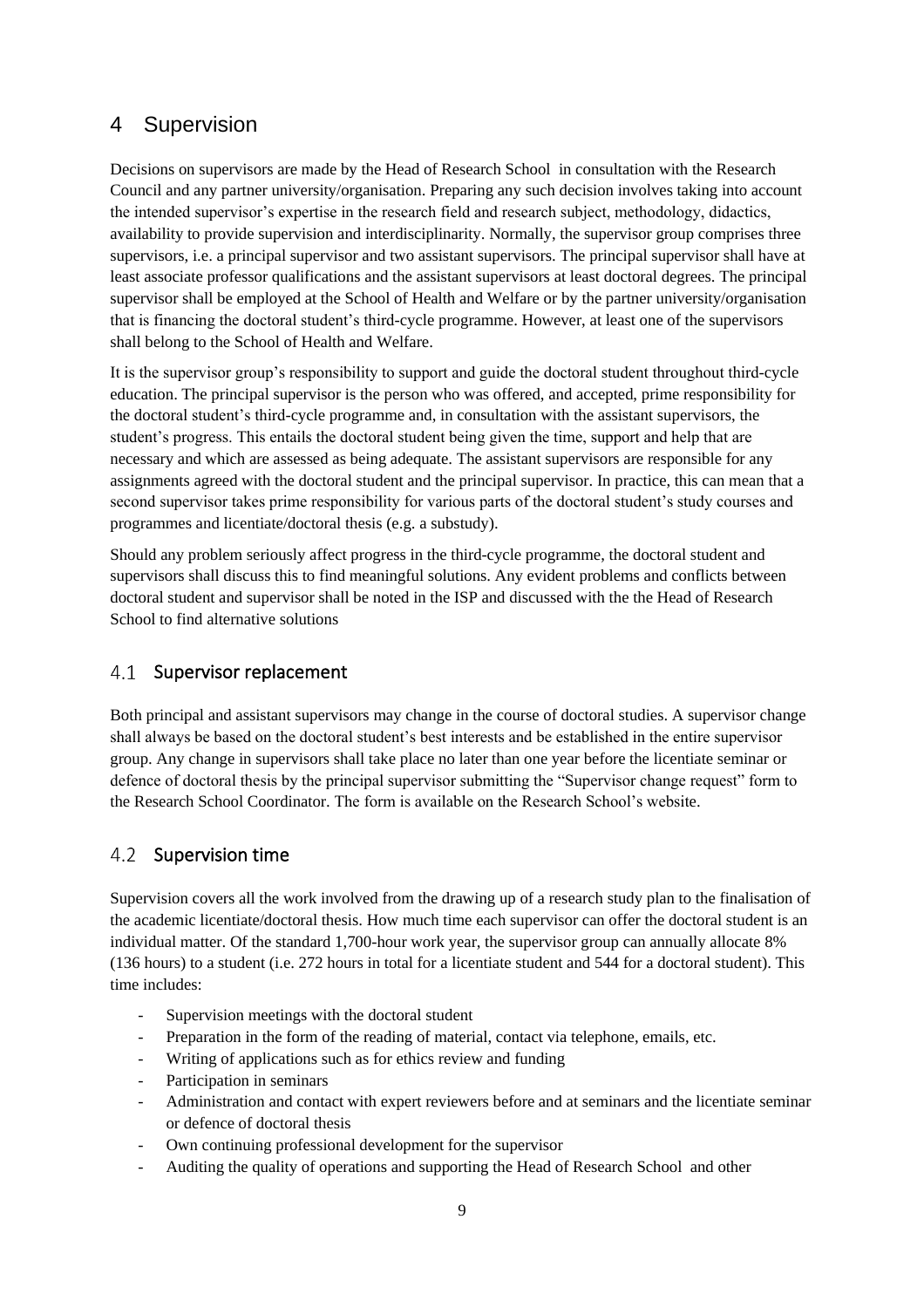# 4 Supervision

Decisions on supervisors are made by the Head of Research School  in consultation with the Research Council and any partner university/organisation. Preparing any such decision involves taking into account the intended supervisor's expertise in the research field and research subject, methodology, didactics, availability to provide supervision and interdisciplinarity. Normally, the supervisor group comprises three supervisors, i.e. a principal supervisor and two assistant supervisors. The principal supervisor shall have at least associate professor qualifications and the assistant supervisors at least doctoral degrees. The principal supervisor shall be employed at the School of Health and Welfare or by the partner university/organisation that is financing the doctoral student's third-cycle programme. However, at least one of the supervisors shall belong to the School of Health and Welfare.

It is the supervisor group's responsibility to support and guide the doctoral student throughout third-cycle education. The principal supervisor is the person who was offered, and accepted, prime responsibility for the doctoral student's third-cycle programme and, in consultation with the assistant supervisors, the student's progress. This entails the doctoral student being given the time, support and help that are necessary and which are assessed as being adequate. The assistant supervisors are responsible for any assignments agreed with the doctoral student and the principal supervisor. In practice, this can mean that a second supervisor takes prime responsibility for various parts of the doctoral student's study courses and programmes and licentiate/doctoral thesis (e.g. a substudy).

Should any problem seriously affect progress in the third-cycle programme, the doctoral student and supervisors shall discuss this to find meaningful solutions. Any evident problems and conflicts between doctoral student and supervisor shall be noted in the ISP and discussed with the the Head of Research School to find alternative solutions

## 4.1 Supervisor replacement

Both principal and assistant supervisors may change in the course of doctoral studies. A supervisor change shall always be based on the doctoral student's best interests and be established in the entire supervisor group. Any change in supervisors shall take place no later than one year before the licentiate seminar or defence of doctoral thesis by the principal supervisor submitting the "Supervisor change request" form to the Research School Coordinator. The form is available on the Research School's website.

## 4.2 Supervision time

Supervision covers all the work involved from the drawing up of a research study plan to the finalisation of the academic licentiate/doctoral thesis. How much time each supervisor can offer the doctoral student is an individual matter. Of the standard 1,700-hour work year, the supervisor group can annually allocate 8% (136 hours) to a student (i.e. 272 hours in total for a licentiate student and 544 for a doctoral student). This time includes:

- Supervision meetings with the doctoral student
- Preparation in the form of the reading of material, contact via telephone, emails, etc.
- Writing of applications such as for ethics review and funding
- Participation in seminars
- Administration and contact with expert reviewers before and at seminars and the licentiate seminar or defence of doctoral thesis
- Own continuing professional development for the supervisor
- Auditing the quality of operations and supporting the Head of Research School  and other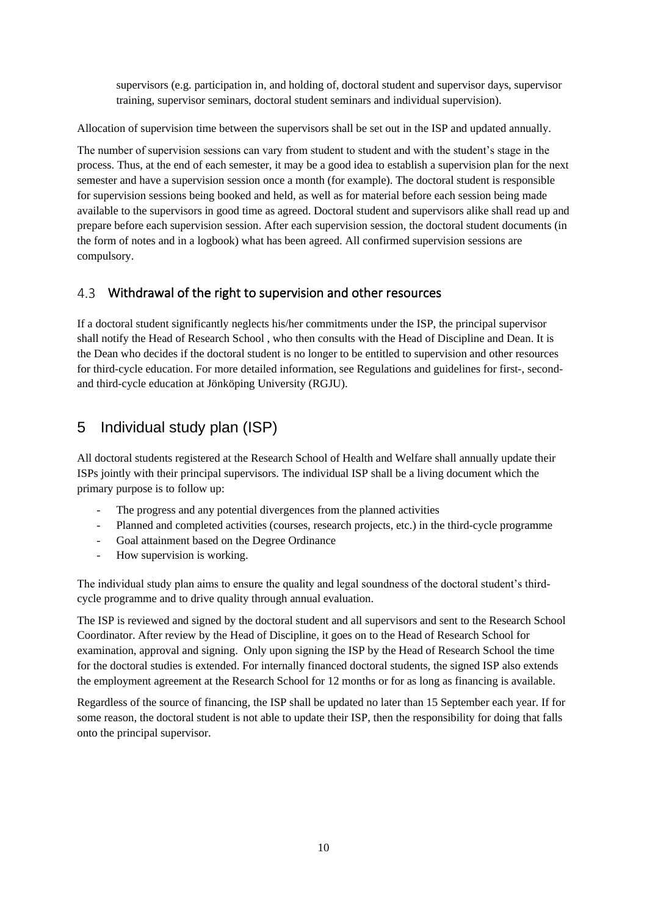supervisors (e.g. participation in, and holding of, doctoral student and supervisor days, supervisor training, supervisor seminars, doctoral student seminars and individual supervision).

Allocation of supervision time between the supervisors shall be set out in the ISP and updated annually.

The number of supervision sessions can vary from student to student and with the student's stage in the process. Thus, at the end of each semester, it may be a good idea to establish a supervision plan for the next semester and have a supervision session once a month (for example). The doctoral student is responsible for supervision sessions being booked and held, as well as for material before each session being made available to the supervisors in good time as agreed. Doctoral student and supervisors alike shall read up and prepare before each supervision session. After each supervision session, the doctoral student documents (in the form of notes and in a logbook) what has been agreed. All confirmed supervision sessions are compulsory.

### 4.3 Withdrawal of the right to supervision and other resources

If a doctoral student significantly neglects his/her commitments under the ISP, the principal supervisor shall notify the Head of Research School , who then consults with the Head of Discipline and Dean. It is the Dean who decides if the doctoral student is no longer to be entitled to supervision and other resources for third-cycle education. For more detailed information, see Regulations and guidelines for first-, second- and third-cycle education at Jönköping University (RGJU).

## 5 Individual study plan (ISP)

All doctoral students registered at the Research School of Health and Welfare shall annually update their ISPs jointly with their principal supervisors. The individual ISP shall be a living document which the primary purpose is to follow up:

- The progress and any potential divergences from the planned activities
- Planned and completed activities (courses, research projects, etc.) in the third-cycle programme
- Goal attainment based on the Degree Ordinance
- How supervision is working.

The individual study plan aims to ensure the quality and legal soundness of the doctoral student's third-cycle programme and to drive quality through annual evaluation.

The ISP is reviewed and signed by the doctoral student and all supervisors and sent to the Research School Coordinator. After review by the Head of Discipline, it goes on to the Head of Research School for examination, approval and signing. Only upon signing the ISP by the Head of Research School the time for the doctoral studies is extended. For internally financed doctoral students, the signed ISP also extends the employment agreement at the Research School for 12 months or for as long as financing is available.

Regardless of the source of financing, the ISP shall be updated no later than 15 September each year. If for some reason, the doctoral student is not able to update their ISP, then the responsibility for doing that falls onto the principal supervisor.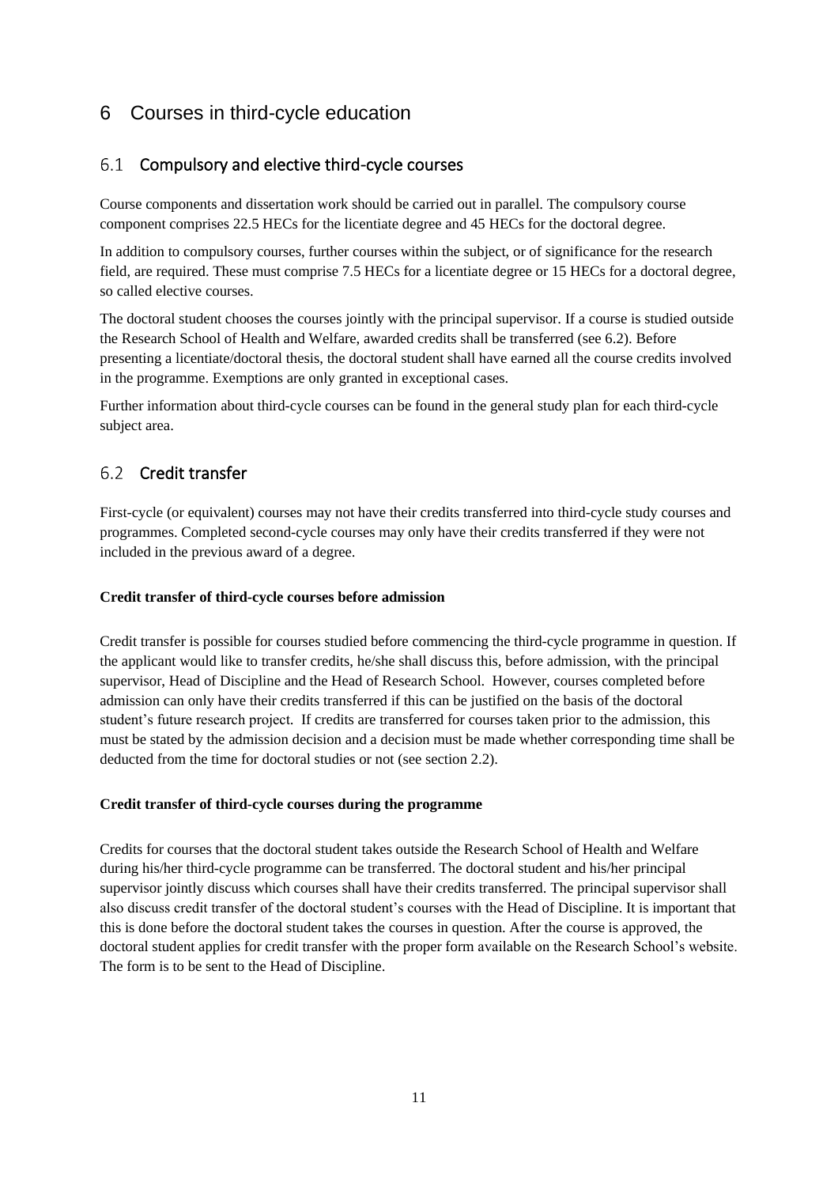# 6 Courses in third-cycle education

## 6.1 Compulsory and elective third-cycle courses

Course components and dissertation work should be carried out in parallel. The compulsory course component comprises 22.5 HECs for the licentiate degree and 45 HECs for the doctoral degree.

In addition to compulsory courses, further courses within the subject, or of significance for the research field, are required. These must comprise 7.5 HECs for a licentiate degree or 15 HECs for a doctoral degree, so called elective courses.

The doctoral student chooses the courses jointly with the principal supervisor. If a course is studied outside the Research School of Health and Welfare, awarded credits shall be transferred (see 6.2). Before presenting a licentiate/doctoral thesis, the doctoral student shall have earned all the course credits involved in the programme. Exemptions are only granted in exceptional cases.

Further information about third-cycle courses can be found in the general study plan for each third-cycle subject area.

## 6.2 Credit transfer

First-cycle (or equivalent) courses may not have their credits transferred into third-cycle study courses and programmes. Completed second-cycle courses may only have their credits transferred if they were not included in the previous award of a degree.

**Credit transfer of third-cycle courses before admission**

Credit transfer is possible for courses studied before commencing the third-cycle programme in question. If the applicant would like to transfer credits, he/she shall discuss this, before admission, with the principal supervisor, Head of Discipline and the Head of Research School. However, courses completed before admission can only have their credits transferred if this can be justified on the basis of the doctoral student's future research project. If credits are transferred for courses taken prior to the admission, this must be stated by the admission decision and a decision must be made whether corresponding time shall be deducted from the time for doctoral studies or not (see section 2.2).

**Credit transfer of third-cycle courses during the programme**

Credits for courses that the doctoral student takes outside the Research School of Health and Welfare during his/her third-cycle programme can be transferred. The doctoral student and his/her principal supervisor jointly discuss which courses shall have their credits transferred. The principal supervisor shall also discuss credit transfer of the doctoral student's courses with the Head of Discipline. It is important that this is done before the doctoral student takes the courses in question. After the course is approved, the doctoral student applies for credit transfer with the proper form available on the Research School's website. The form is to be sent to the Head of Discipline.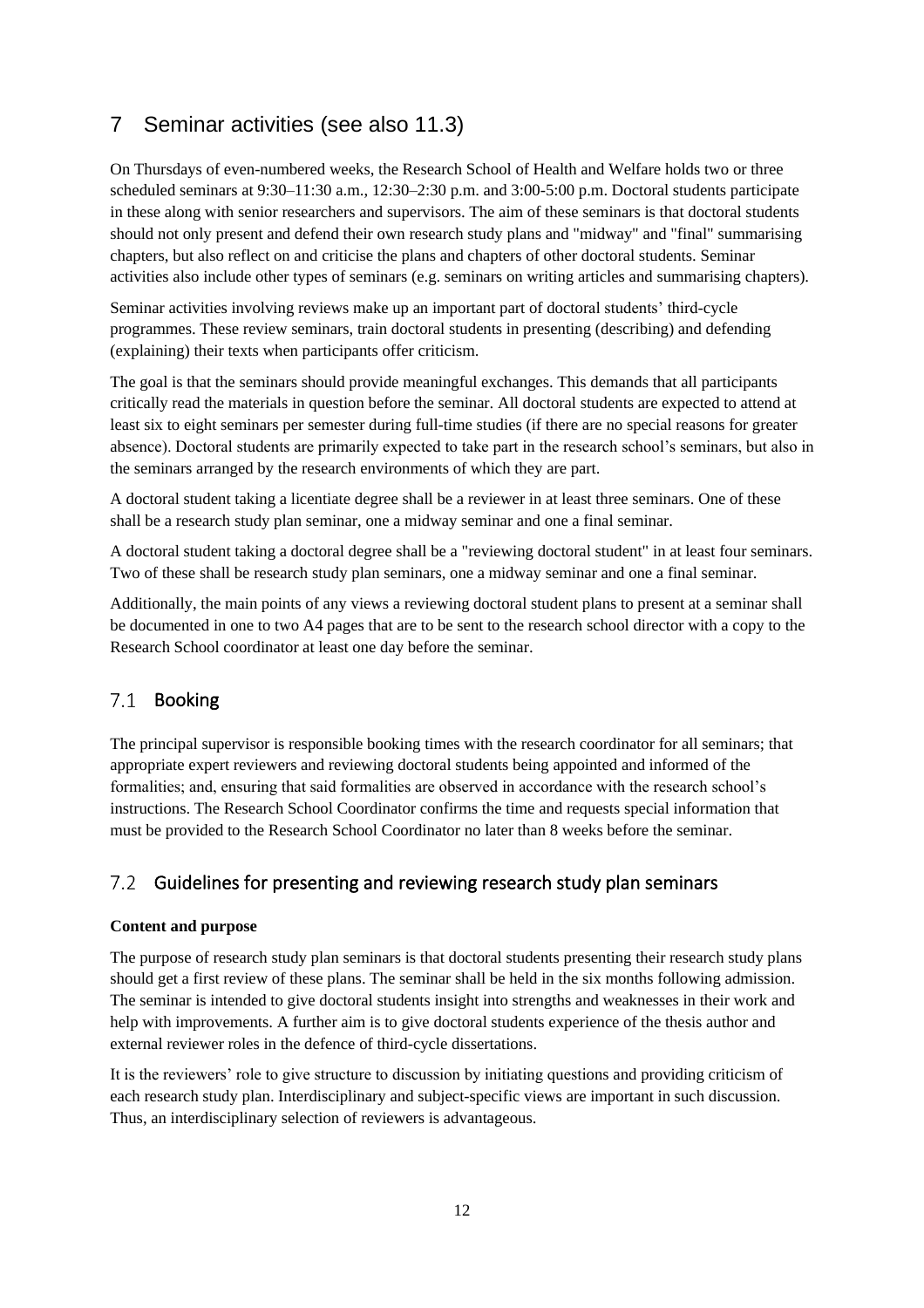# 7 Seminar activities (see also 11.3)

On Thursdays of even-numbered weeks, the Research School of Health and Welfare holds two or three scheduled seminars at 9:30–11:30 a.m., 12:30–2:30 p.m. and 3:00-5:00 p.m. Doctoral students participate in these along with senior researchers and supervisors. The aim of these seminars is that doctoral students should not only present and defend their own research study plans and "midway" and "final" summarising chapters, but also reflect on and criticise the plans and chapters of other doctoral students. Seminar activities also include other types of seminars (e.g. seminars on writing articles and summarising chapters).

Seminar activities involving reviews make up an important part of doctoral students' third-cycle programmes. These review seminars, train doctoral students in presenting (describing) and defending (explaining) their texts when participants offer criticism.

The goal is that the seminars should provide meaningful exchanges. This demands that all participants critically read the materials in question before the seminar. All doctoral students are expected to attend at least six to eight seminars per semester during full-time studies (if there are no special reasons for greater absence). Doctoral students are primarily expected to take part in the research school's seminars, but also in the seminars arranged by the research environments of which they are part.

A doctoral student taking a licentiate degree shall be a reviewer in at least three seminars. One of these shall be a research study plan seminar, one a midway seminar and one a final seminar.

A doctoral student taking a doctoral degree shall be a "reviewing doctoral student" in at least four seminars. Two of these shall be research study plan seminars, one a midway seminar and one a final seminar.

Additionally, the main points of any views a reviewing doctoral student plans to present at a seminar shall be documented in one to two A4 pages that are to be sent to the research school director with a copy to the Research School coordinator at least one day before the seminar.

## 7.1 Booking

The principal supervisor is responsible booking times with the research coordinator for all seminars; that appropriate expert reviewers and reviewing doctoral students being appointed and informed of the formalities; and, ensuring that said formalities are observed in accordance with the research school's instructions. The Research School Coordinator confirms the time and requests special information that must be provided to the Research School Coordinator no later than 8 weeks before the seminar.

## 7.2 Guidelines for presenting and reviewing research study plan seminars

**Content and purpose**

The purpose of research study plan seminars is that doctoral students presenting their research study plans should get a first review of these plans. The seminar shall be held in the six months following admission. The seminar is intended to give doctoral students insight into strengths and weaknesses in their work and help with improvements. A further aim is to give doctoral students experience of the thesis author and external reviewer roles in the defence of third-cycle dissertations.

It is the reviewers' role to give structure to discussion by initiating questions and providing criticism of each research study plan. Interdisciplinary and subject-specific views are important in such discussion. Thus, an interdisciplinary selection of reviewers is advantageous.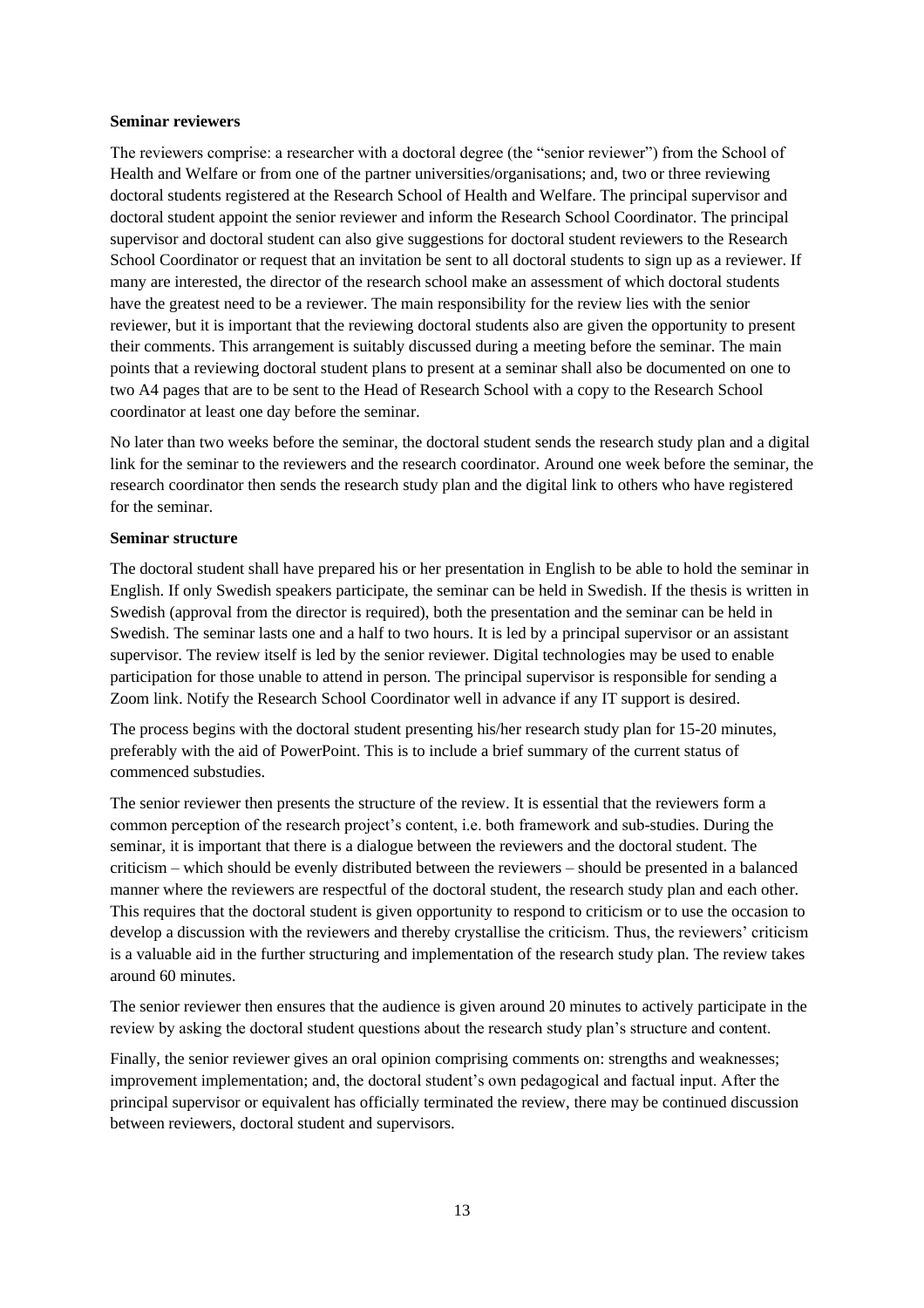**Seminar reviewers**

The reviewers comprise: a researcher with a doctoral degree (the "senior reviewer") from the School of Health and Welfare or from one of the partner universities/organisations; and, two or three reviewing doctoral students registered at the Research School of Health and Welfare. The principal supervisor and doctoral student appoint the senior reviewer and inform the Research School Coordinator. The principal supervisor and doctoral student can also give suggestions for doctoral student reviewers to the Research School Coordinator or request that an invitation be sent to all doctoral students to sign up as a reviewer. If many are interested, the director of the research school make an assessment of which doctoral students have the greatest need to be a reviewer. The main responsibility for the review lies with the senior reviewer, but it is important that the reviewing doctoral students also are given the opportunity to present their comments. This arrangement is suitably discussed during a meeting before the seminar. The main points that a reviewing doctoral student plans to present at a seminar shall also be documented on one to two A4 pages that are to be sent to the Head of Research School with a copy to the Research School coordinator at least one day before the seminar.

No later than two weeks before the seminar, the doctoral student sends the research study plan and a digital link for the seminar to the reviewers and the research coordinator. Around one week before the seminar, the research coordinator then sends the research study plan and the digital link to others who have registered for the seminar.

**Seminar structure**

The doctoral student shall have prepared his or her presentation in English to be able to hold the seminar in English. If only Swedish speakers participate, the seminar can be held in Swedish. If the thesis is written in Swedish (approval from the director is required), both the presentation and the seminar can be held in Swedish. The seminar lasts one and a half to two hours. It is led by a principal supervisor or an assistant supervisor. The review itself is led by the senior reviewer. Digital technologies may be used to enable participation for those unable to attend in person. The principal supervisor is responsible for sending a Zoom link. Notify the Research School Coordinator well in advance if any IT support is desired.

The process begins with the doctoral student presenting his/her research study plan for 15-20 minutes, preferably with the aid of PowerPoint. This is to include a brief summary of the current status of commenced substudies.

The senior reviewer then presents the structure of the review. It is essential that the reviewers form a common perception of the research project's content, i.e. both framework and sub-studies. During the seminar, it is important that there is a dialogue between the reviewers and the doctoral student. The criticism – which should be evenly distributed between the reviewers – should be presented in a balanced manner where the reviewers are respectful of the doctoral student, the research study plan and each other. This requires that the doctoral student is given opportunity to respond to criticism or to use the occasion to develop a discussion with the reviewers and thereby crystallise the criticism. Thus, the reviewers' criticism is a valuable aid in the further structuring and implementation of the research study plan. The review takes around 60 minutes.

The senior reviewer then ensures that the audience is given around 20 minutes to actively participate in the review by asking the doctoral student questions about the research study plan's structure and content.

Finally, the senior reviewer gives an oral opinion comprising comments on: strengths and weaknesses; improvement implementation; and, the doctoral student's own pedagogical and factual input. After the principal supervisor or equivalent has officially terminated the review, there may be continued discussion between reviewers, doctoral student and supervisors.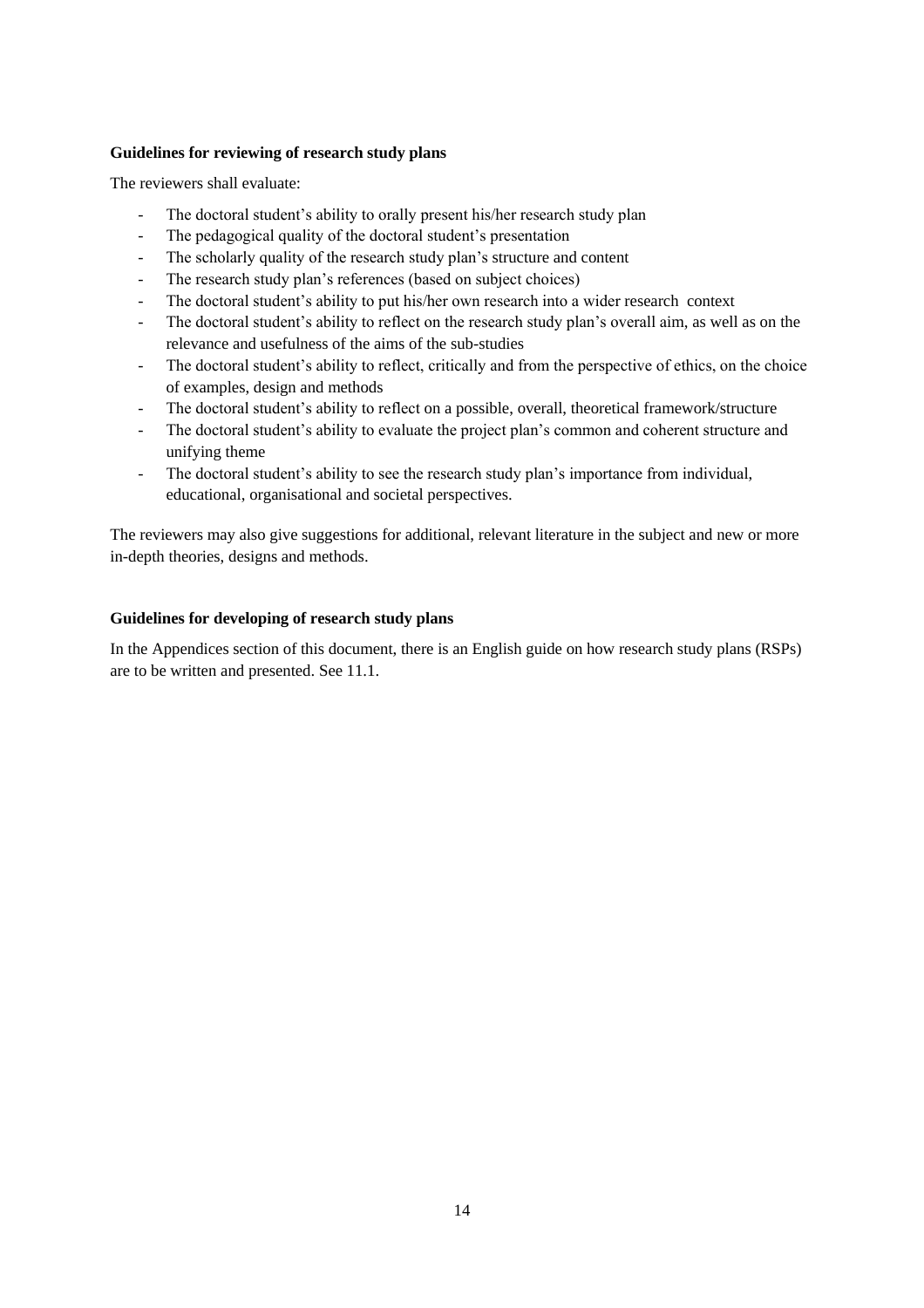**Guidelines for reviewing of research study plans**

The reviewers shall evaluate:

- The doctoral student's ability to orally present his/her research study plan
- The pedagogical quality of the doctoral student's presentation
- The scholarly quality of the research study plan's structure and content
- The research study plan's references (based on subject choices)
- The doctoral student's ability to put his/her own research into a wider research context
- The doctoral student's ability to reflect on the research study plan's overall aim, as well as on the relevance and usefulness of the aims of the sub-studies
- The doctoral student's ability to reflect, critically and from the perspective of ethics, on the choice of examples, design and methods
- The doctoral student's ability to reflect on a possible, overall, theoretical framework/structure
- The doctoral student's ability to evaluate the project plan's common and coherent structure and unifying theme
- The doctoral student's ability to see the research study plan's importance from individual, educational, organisational and societal perspectives.

The reviewers may also give suggestions for additional, relevant literature in the subject and new or more in-depth theories, designs and methods.

**Guidelines for developing of research study plans**

In the Appendices section of this document, there is an English guide on how research study plans (RSPs) are to be written and presented. See 11.1.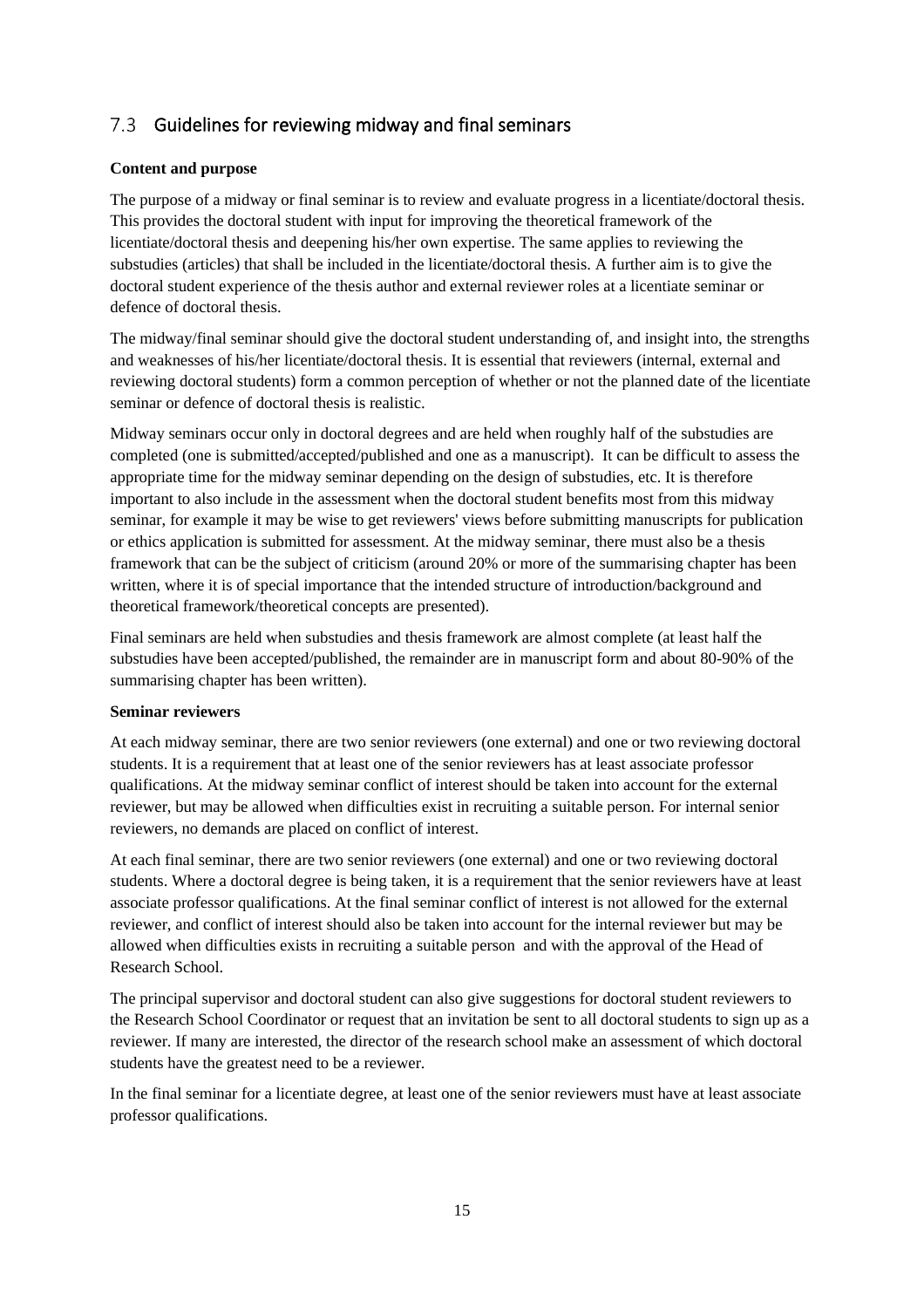## 7.3 Guidelines for reviewing midway and final seminars

**Content and purpose**

The purpose of a midway or final seminar is to review and evaluate progress in a licentiate/doctoral thesis. This provides the doctoral student with input for improving the theoretical framework of the licentiate/doctoral thesis and deepening his/her own expertise. The same applies to reviewing the substudies (articles) that shall be included in the licentiate/doctoral thesis. A further aim is to give the doctoral student experience of the thesis author and external reviewer roles at a licentiate seminar or defence of doctoral thesis.

The midway/final seminar should give the doctoral student understanding of, and insight into, the strengths and weaknesses of his/her licentiate/doctoral thesis. It is essential that reviewers (internal, external and reviewing doctoral students) form a common perception of whether or not the planned date of the licentiate seminar or defence of doctoral thesis is realistic.

Midway seminars occur only in doctoral degrees and are held when roughly half of the substudies are completed (one is submitted/accepted/published and one as a manuscript). It can be difficult to assess the appropriate time for the midway seminar depending on the design of substudies, etc. It is therefore important to also include in the assessment when the doctoral student benefits most from this midway seminar, for example it may be wise to get reviewers' views before submitting manuscripts for publication or ethics application is submitted for assessment. At the midway seminar, there must also be a thesis framework that can be the subject of criticism (around 20% or more of the summarising chapter has been written, where it is of special importance that the intended structure of introduction/background and theoretical framework/theoretical concepts are presented).

Final seminars are held when substudies and thesis framework are almost complete (at least half the substudies have been accepted/published, the remainder are in manuscript form and about 80-90% of the summarising chapter has been written).

**Seminar reviewers**

At each midway seminar, there are two senior reviewers (one external) and one or two reviewing doctoral students. It is a requirement that at least one of the senior reviewers has at least associate professor qualifications. At the midway seminar conflict of interest should be taken into account for the external reviewer, but may be allowed when difficulties exist in recruiting a suitable person. For internal senior reviewers, no demands are placed on conflict of interest.

At each final seminar, there are two senior reviewers (one external) and one or two reviewing doctoral students. Where a doctoral degree is being taken, it is a requirement that the senior reviewers have at least associate professor qualifications. At the final seminar conflict of interest is not allowed for the external reviewer, and conflict of interest should also be taken into account for the internal reviewer but may be allowed when difficulties exists in recruiting a suitable person and with the approval of the Head of Research School.

The principal supervisor and doctoral student can also give suggestions for doctoral student reviewers to the Research School Coordinator or request that an invitation be sent to all doctoral students to sign up as a reviewer. If many are interested, the director of the research school make an assessment of which doctoral students have the greatest need to be a reviewer.

In the final seminar for a licentiate degree, at least one of the senior reviewers must have at least associate professor qualifications.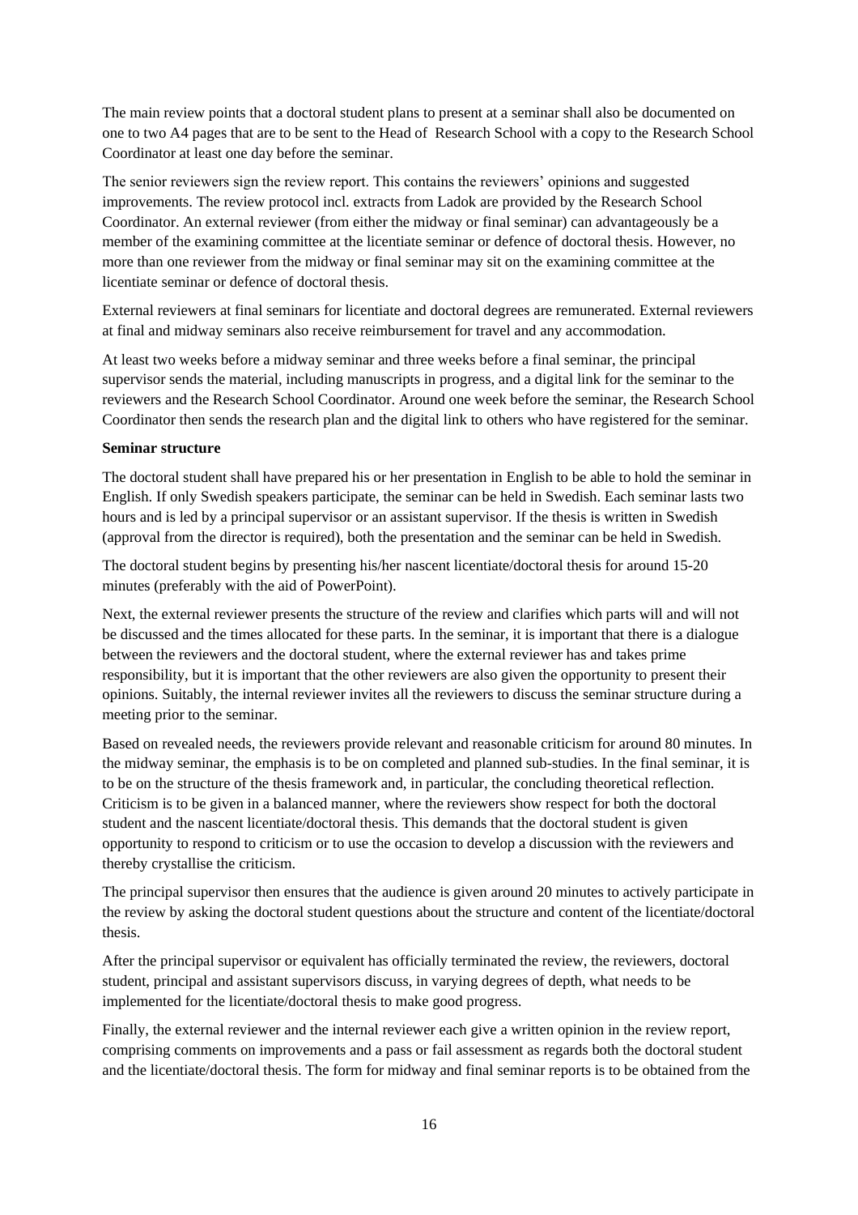The main review points that a doctoral student plans to present at a seminar shall also be documented on one to two A4 pages that are to be sent to the Head of Research School with a copy to the Research School Coordinator at least one day before the seminar.

The senior reviewers sign the review report. This contains the reviewers' opinions and suggested improvements. The review protocol incl. extracts from Ladok are provided by the Research School Coordinator. An external reviewer (from either the midway or final seminar) can advantageously be a member of the examining committee at the licentiate seminar or defence of doctoral thesis. However, no more than one reviewer from the midway or final seminar may sit on the examining committee at the licentiate seminar or defence of doctoral thesis.

External reviewers at final seminars for licentiate and doctoral degrees are remunerated. External reviewers at final and midway seminars also receive reimbursement for travel and any accommodation.

At least two weeks before a midway seminar and three weeks before a final seminar, the principal supervisor sends the material, including manuscripts in progress, and a digital link for the seminar to the reviewers and the Research School Coordinator. Around one week before the seminar, the Research School Coordinator then sends the research plan and the digital link to others who have registered for the seminar.

**Seminar structure**

The doctoral student shall have prepared his or her presentation in English to be able to hold the seminar in English. If only Swedish speakers participate, the seminar can be held in Swedish. Each seminar lasts two hours and is led by a principal supervisor or an assistant supervisor. If the thesis is written in Swedish (approval from the director is required), both the presentation and the seminar can be held in Swedish.

The doctoral student begins by presenting his/her nascent licentiate/doctoral thesis for around 15-20 minutes (preferably with the aid of PowerPoint).

Next, the external reviewer presents the structure of the review and clarifies which parts will and will not be discussed and the times allocated for these parts. In the seminar, it is important that there is a dialogue between the reviewers and the doctoral student, where the external reviewer has and takes prime responsibility, but it is important that the other reviewers are also given the opportunity to present their opinions. Suitably, the internal reviewer invites all the reviewers to discuss the seminar structure during a meeting prior to the seminar.

Based on revealed needs, the reviewers provide relevant and reasonable criticism for around 80 minutes. In the midway seminar, the emphasis is to be on completed and planned sub-studies. In the final seminar, it is to be on the structure of the thesis framework and, in particular, the concluding theoretical reflection. Criticism is to be given in a balanced manner, where the reviewers show respect for both the doctoral student and the nascent licentiate/doctoral thesis. This demands that the doctoral student is given opportunity to respond to criticism or to use the occasion to develop a discussion with the reviewers and thereby crystallise the criticism.

The principal supervisor then ensures that the audience is given around 20 minutes to actively participate in the review by asking the doctoral student questions about the structure and content of the licentiate/doctoral thesis.

After the principal supervisor or equivalent has officially terminated the review, the reviewers, doctoral student, principal and assistant supervisors discuss, in varying degrees of depth, what needs to be implemented for the licentiate/doctoral thesis to make good progress.

Finally, the external reviewer and the internal reviewer each give a written opinion in the review report, comprising comments on improvements and a pass or fail assessment as regards both the doctoral student and the licentiate/doctoral thesis. The form for midway and final seminar reports is to be obtained from the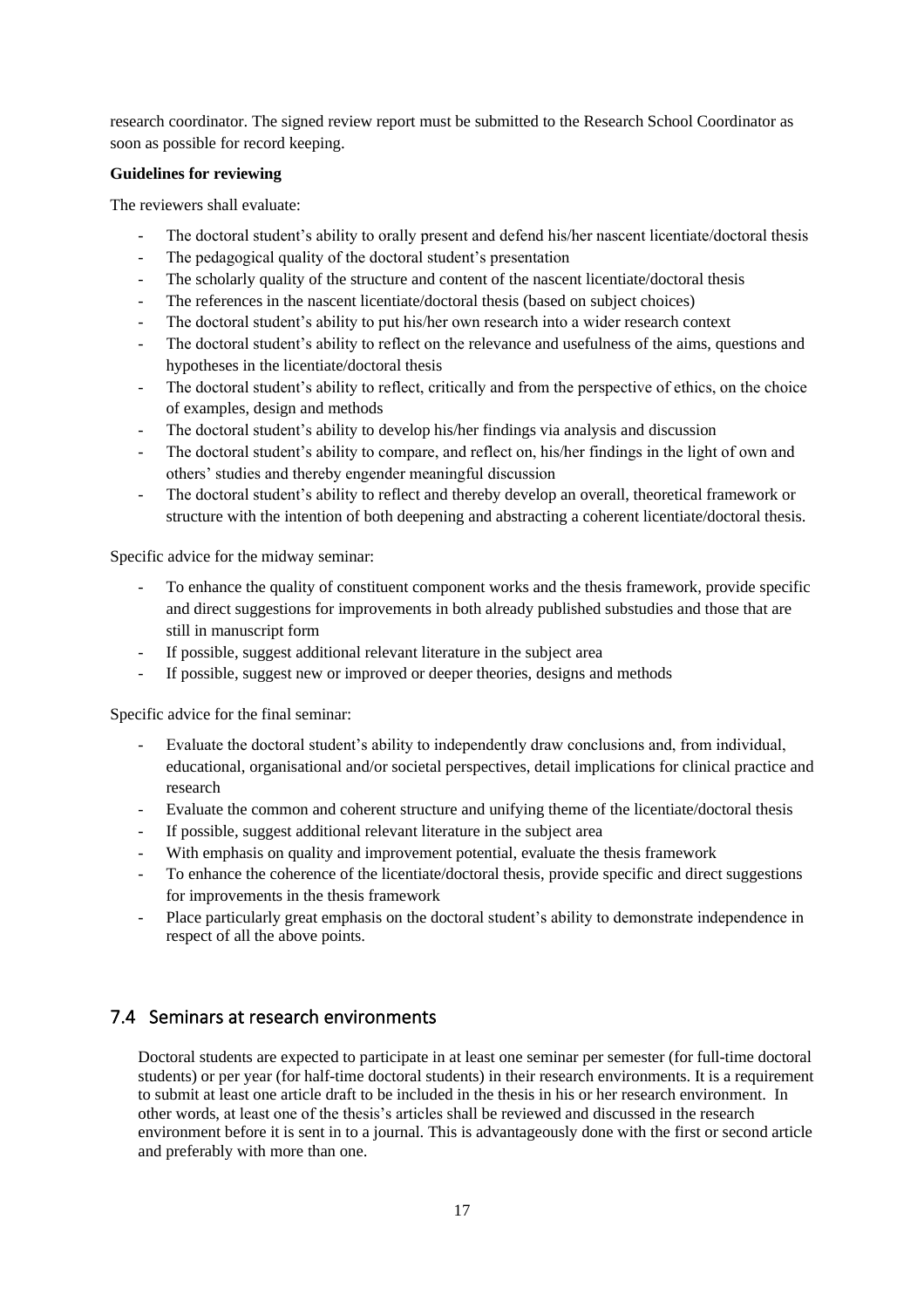research coordinator. The signed review report must be submitted to the Research School Coordinator as soon as possible for record keeping.

**Guidelines for reviewing**

The reviewers shall evaluate:

- The doctoral student's ability to orally present and defend his/her nascent licentiate/doctoral thesis
- The pedagogical quality of the doctoral student's presentation
- The scholarly quality of the structure and content of the nascent licentiate/doctoral thesis
- The references in the nascent licentiate/doctoral thesis (based on subject choices)
- The doctoral student's ability to put his/her own research into a wider research context
- The doctoral student's ability to reflect on the relevance and usefulness of the aims, questions and hypotheses in the licentiate/doctoral thesis
- The doctoral student's ability to reflect, critically and from the perspective of ethics, on the choice of examples, design and methods
- The doctoral student's ability to develop his/her findings via analysis and discussion
- The doctoral student's ability to compare, and reflect on, his/her findings in the light of own and others' studies and thereby engender meaningful discussion
- The doctoral student's ability to reflect and thereby develop an overall, theoretical framework or structure with the intention of both deepening and abstracting a coherent licentiate/doctoral thesis.

Specific advice for the midway seminar:

- To enhance the quality of constituent component works and the thesis framework, provide specific and direct suggestions for improvements in both already published substudies and those that are still in manuscript form
- If possible, suggest additional relevant literature in the subject area
- If possible, suggest new or improved or deeper theories, designs and methods

Specific advice for the final seminar:

- Evaluate the doctoral student's ability to independently draw conclusions and, from individual, educational, organisational and/or societal perspectives, detail implications for clinical practice and research
- Evaluate the common and coherent structure and unifying theme of the licentiate/doctoral thesis
- If possible, suggest additional relevant literature in the subject area
- With emphasis on quality and improvement potential, evaluate the thesis framework
- To enhance the coherence of the licentiate/doctoral thesis, provide specific and direct suggestions for improvements in the thesis framework
- Place particularly great emphasis on the doctoral student's ability to demonstrate independence in respect of all the above points.

## 7.4 Seminars at research environments

Doctoral students are expected to participate in at least one seminar per semester (for full-time doctoral students) or per year (for half-time doctoral students) in their research environments. It is a requirement to submit at least one article draft to be included in the thesis in his or her research environment. In other words, at least one of the thesis's articles shall be reviewed and discussed in the research environment before it is sent in to a journal. This is advantageously done with the first or second article and preferably with more than one.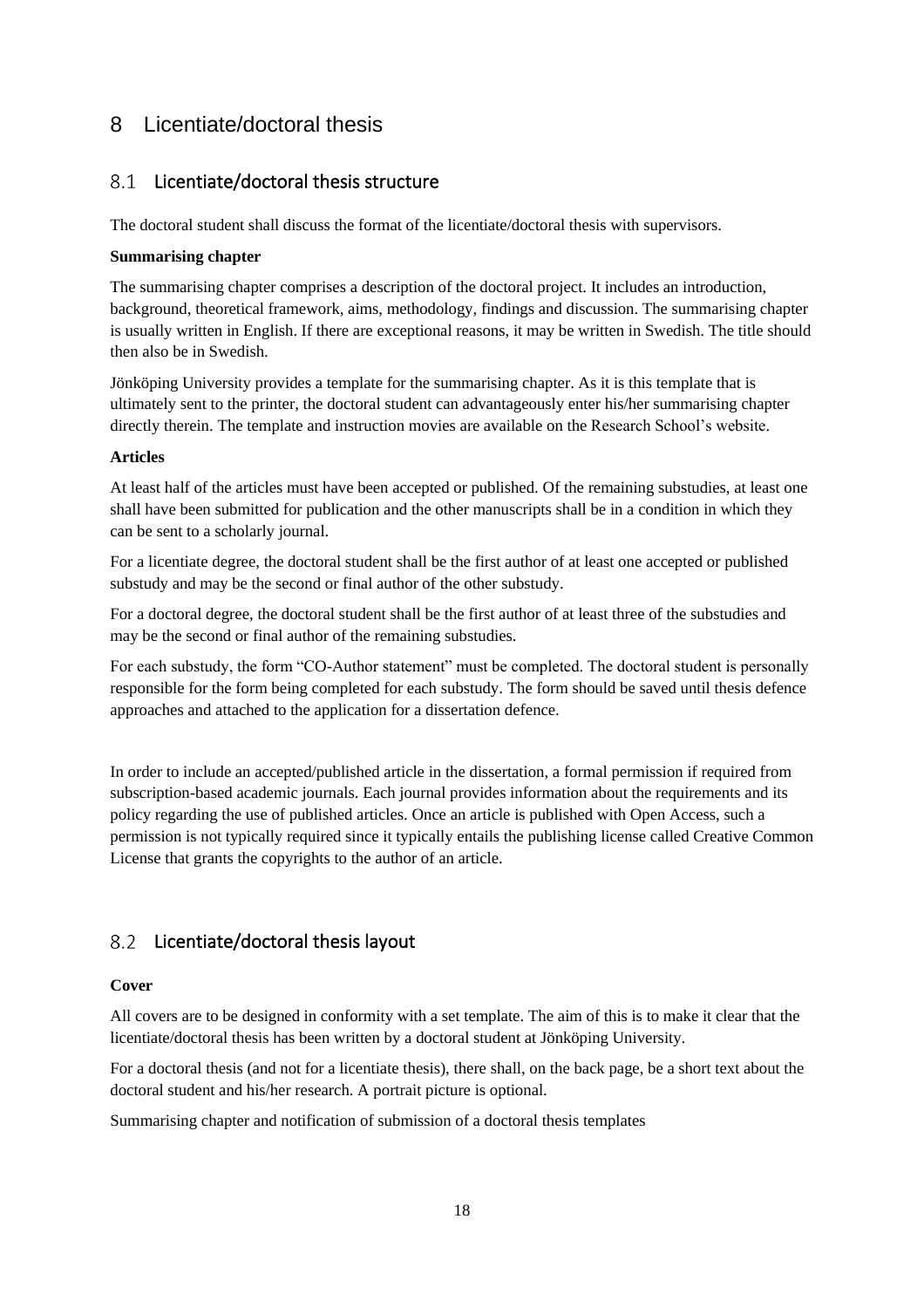# 8 Licentiate/doctoral thesis

## 8.1 Licentiate/doctoral thesis structure

The doctoral student shall discuss the format of the licentiate/doctoral thesis with supervisors.

**Summarising chapter**

The summarising chapter comprises a description of the doctoral project. It includes an introduction, background, theoretical framework, aims, methodology, findings and discussion. The summarising chapter is usually written in English. If there are exceptional reasons, it may be written in Swedish. The title should then also be in Swedish.

Jönköping University provides a template for the summarising chapter. As it is this template that is ultimately sent to the printer, the doctoral student can advantageously enter his/her summarising chapter directly therein. The template and instruction movies are available on the Research School's website.

**Articles**

At least half of the articles must have been accepted or published. Of the remaining substudies, at least one shall have been submitted for publication and the other manuscripts shall be in a condition in which they can be sent to a scholarly journal.

For a licentiate degree, the doctoral student shall be the first author of at least one accepted or published substudy and may be the second or final author of the other substudy.

For a doctoral degree, the doctoral student shall be the first author of at least three of the substudies and may be the second or final author of the remaining substudies.

For each substudy, the form "CO-Author statement" must be completed. The doctoral student is personally responsible for the form being completed for each substudy. The form should be saved until thesis defence approaches and attached to the application for a dissertation defence.

In order to include an accepted/published article in the dissertation, a formal permission if required from subscription-based academic journals. Each journal provides information about the requirements and its policy regarding the use of published articles. Once an article is published with Open Access, such a permission is not typically required since it typically entails the publishing license called Creative Common License that grants the copyrights to the author of an article.

## 8.2 Licentiate/doctoral thesis layout

**Cover**

All covers are to be designed in conformity with a set template. The aim of this is to make it clear that the licentiate/doctoral thesis has been written by a doctoral student at Jönköping University.

For a doctoral thesis (and not for a licentiate thesis), there shall, on the back page, be a short text about the doctoral student and his/her research. A portrait picture is optional.

Summarising chapter and notification of submission of a doctoral thesis templates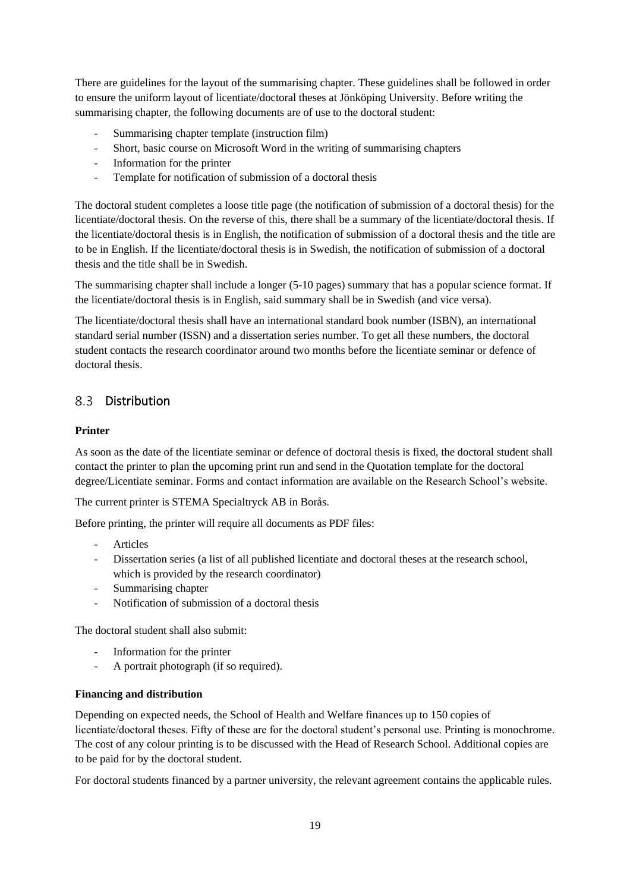There are guidelines for the layout of the summarising chapter. These guidelines shall be followed in order to ensure the uniform layout of licentiate/doctoral theses at Jönköping University. Before writing the summarising chapter, the following documents are of use to the doctoral student:

- Summarising chapter template (instruction film)
- Short, basic course on Microsoft Word in the writing of summarising chapters
- Information for the printer
- Template for notification of submission of a doctoral thesis

The doctoral student completes a loose title page (the notification of submission of a doctoral thesis) for the licentiate/doctoral thesis. On the reverse of this, there shall be a summary of the licentiate/doctoral thesis. If the licentiate/doctoral thesis is in English, the notification of submission of a doctoral thesis and the title are to be in English. If the licentiate/doctoral thesis is in Swedish, the notification of submission of a doctoral thesis and the title shall be in Swedish.

The summarising chapter shall include a longer (5-10 pages) summary that has a popular science format. If the licentiate/doctoral thesis is in English, said summary shall be in Swedish (and vice versa).

The licentiate/doctoral thesis shall have an international standard book number (ISBN), an international standard serial number (ISSN) and a dissertation series number. To get all these numbers, the doctoral student contacts the research coordinator around two months before the licentiate seminar or defence of doctoral thesis.

## 8.3 Distribution

**Printer**

As soon as the date of the licentiate seminar or defence of doctoral thesis is fixed, the doctoral student shall contact the printer to plan the upcoming print run and send in the Quotation template for the doctoral degree/Licentiate seminar. Forms and contact information are available on the Research School's website.

The current printer is STEMA Specialtryck AB in Borås.

Before printing, the printer will require all documents as PDF files:

- Articles
- Dissertation series (a list of all published licentiate and doctoral theses at the research school, which is provided by the research coordinator)
- Summarising chapter
- Notification of submission of a doctoral thesis

The doctoral student shall also submit:

- Information for the printer
- A portrait photograph (if so required).

**Financing and distribution**

Depending on expected needs, the School of Health and Welfare finances up to 150 copies of licentiate/doctoral theses. Fifty of these are for the doctoral student's personal use. Printing is monochrome. The cost of any colour printing is to be discussed with the Head of Research School. Additional copies are to be paid for by the doctoral student.

For doctoral students financed by a partner university, the relevant agreement contains the applicable rules.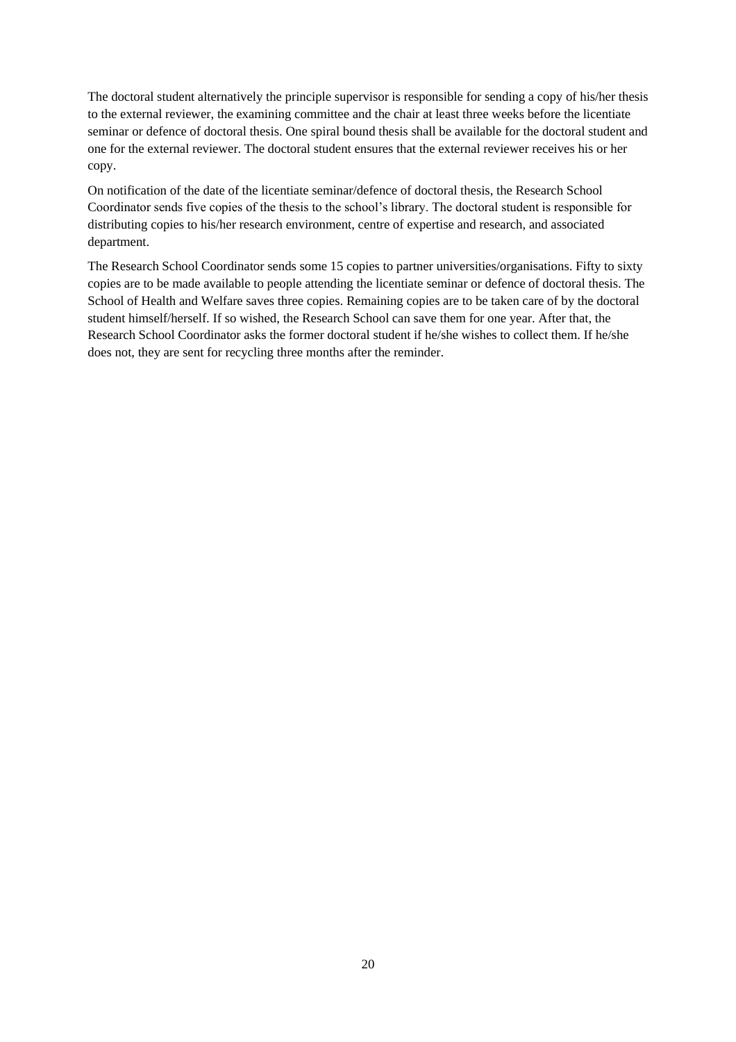The doctoral student alternatively the principle supervisor is responsible for sending a copy of his/her thesis to the external reviewer, the examining committee and the chair at least three weeks before the licentiate seminar or defence of doctoral thesis. One spiral bound thesis shall be available for the doctoral student and one for the external reviewer. The doctoral student ensures that the external reviewer receives his or her copy.

On notification of the date of the licentiate seminar/defence of doctoral thesis, the Research School Coordinator sends five copies of the thesis to the school's library. The doctoral student is responsible for distributing copies to his/her research environment, centre of expertise and research, and associated department.

The Research School Coordinator sends some 15 copies to partner universities/organisations. Fifty to sixty copies are to be made available to people attending the licentiate seminar or defence of doctoral thesis. The School of Health and Welfare saves three copies. Remaining copies are to be taken care of by the doctoral student himself/herself. If so wished, the Research School can save them for one year. After that, the Research School Coordinator asks the former doctoral student if he/she wishes to collect them. If he/she does not, they are sent for recycling three months after the reminder.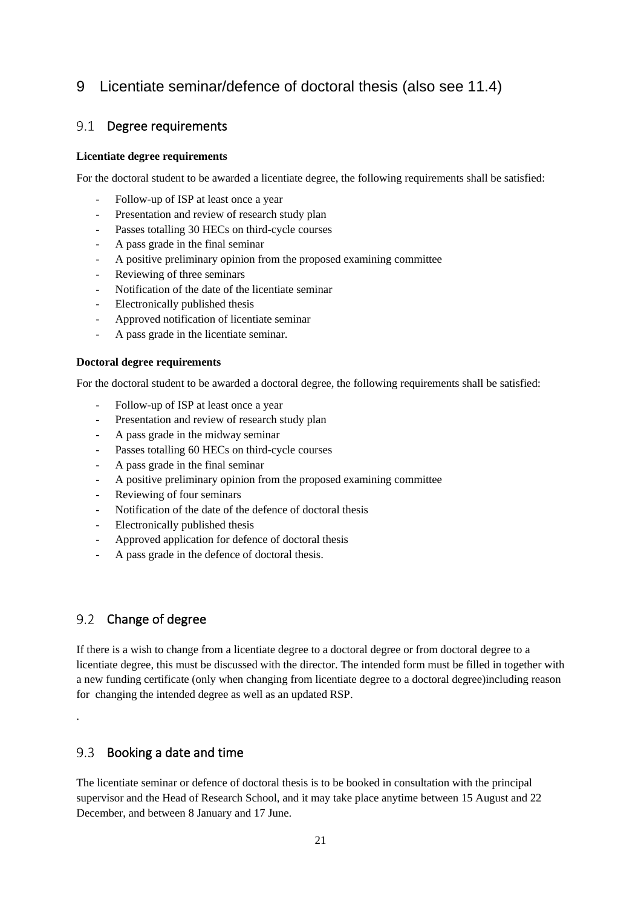# 9 Licentiate seminar/defence of doctoral thesis (also see 11.4)

## 9.1 Degree requirements

**Licentiate degree requirements**

For the doctoral student to be awarded a licentiate degree, the following requirements shall be satisfied:

- Follow-up of ISP at least once a year
- Presentation and review of research study plan
- Passes totalling 30 HECs on third-cycle courses
- A pass grade in the final seminar
- A positive preliminary opinion from the proposed examining committee
- Reviewing of three seminars
- Notification of the date of the licentiate seminar
- Electronically published thesis
- Approved notification of licentiate seminar
- A pass grade in the licentiate seminar.

**Doctoral degree requirements**

For the doctoral student to be awarded a doctoral degree, the following requirements shall be satisfied:

- Follow-up of ISP at least once a year
- Presentation and review of research study plan
- A pass grade in the midway seminar
- Passes totalling 60 HECs on third-cycle courses
- A pass grade in the final seminar
- A positive preliminary opinion from the proposed examining committee
- Reviewing of four seminars
- Notification of the date of the defence of doctoral thesis
- Electronically published thesis
- Approved application for defence of doctoral thesis
- A pass grade in the defence of doctoral thesis.

## 9.2 Change of degree

If there is a wish to change from a licentiate degree to a doctoral degree or from doctoral degree to a licentiate degree, this must be discussed with the director. The intended form must be filled in together with a new funding certificate (only when changing from licentiate degree to a doctoral degree)including reason for changing the intended degree as well as an updated RSP.

.

## 9.3 Booking a date and time

The licentiate seminar or defence of doctoral thesis is to be booked in consultation with the principal supervisor and the Head of Research School, and it may take place anytime between 15 August and 22 December, and between 8 January and 17 June.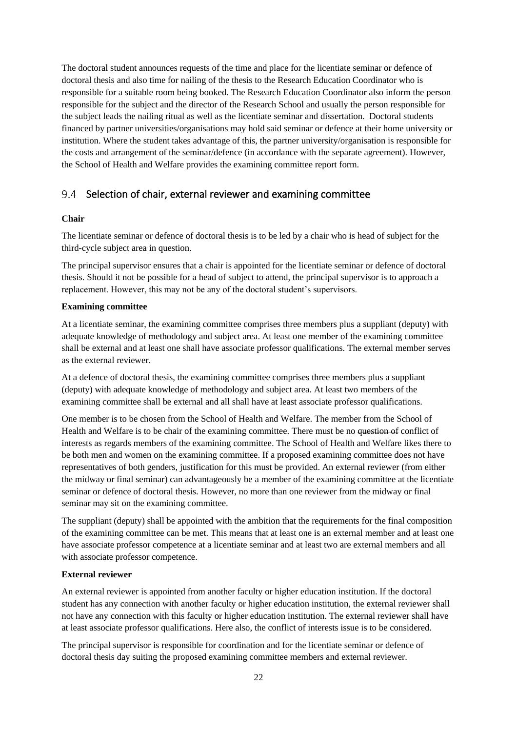The doctoral student announces requests of the time and place for the licentiate seminar or defence of doctoral thesis and also time for nailing of the thesis to the Research Education Coordinator who is responsible for a suitable room being booked. The Research Education Coordinator also inform the person responsible for the subject and the director of the Research School and usually the person responsible for the subject leads the nailing ritual as well as the licentiate seminar and dissertation. Doctoral students financed by partner universities/organisations may hold said seminar or defence at their home university or institution. Where the student takes advantage of this, the partner university/organisation is responsible for the costs and arrangement of the seminar/defence (in accordance with the separate agreement). However, the School of Health and Welfare provides the examining committee report form.

## 9.4 Selection of chair, external reviewer and examining committee

**Chair**

The licentiate seminar or defence of doctoral thesis is to be led by a chair who is head of subject for the third-cycle subject area in question.

The principal supervisor ensures that a chair is appointed for the licentiate seminar or defence of doctoral thesis. Should it not be possible for a head of subject to attend, the principal supervisor is to approach a replacement. However, this may not be any of the doctoral student's supervisors.

**Examining committee**

At a licentiate seminar, the examining committee comprises three members plus a suppliant (deputy) with adequate knowledge of methodology and subject area. At least one member of the examining committee shall be external and at least one shall have associate professor qualifications. The external member serves as the external reviewer.

At a defence of doctoral thesis, the examining committee comprises three members plus a suppliant (deputy) with adequate knowledge of methodology and subject area. At least two members of the examining committee shall be external and all shall have at least associate professor qualifications.

One member is to be chosen from the School of Health and Welfare. The member from the School of Health and Welfare is to be chair of the examining committee. There must be no ~~question of~~ conflict of interests as regards members of the examining committee. The School of Health and Welfare likes there to be both men and women on the examining committee. If a proposed examining committee does not have representatives of both genders, justification for this must be provided. An external reviewer (from either the midway or final seminar) can advantageously be a member of the examining committee at the licentiate seminar or defence of doctoral thesis. However, no more than one reviewer from the midway or final seminar may sit on the examining committee.

The suppliant (deputy) shall be appointed with the ambition that the requirements for the final composition of the examining committee can be met. This means that at least one is an external member and at least one have associate professor competence at a licentiate seminar and at least two are external members and all with associate professor competence.

**External reviewer**

An external reviewer is appointed from another faculty or higher education institution. If the doctoral student has any connection with another faculty or higher education institution, the external reviewer shall not have any connection with this faculty or higher education institution. The external reviewer shall have at least associate professor qualifications. Here also, the conflict of interests issue is to be considered.

The principal supervisor is responsible for coordination and for the licentiate seminar or defence of doctoral thesis day suiting the proposed examining committee members and external reviewer.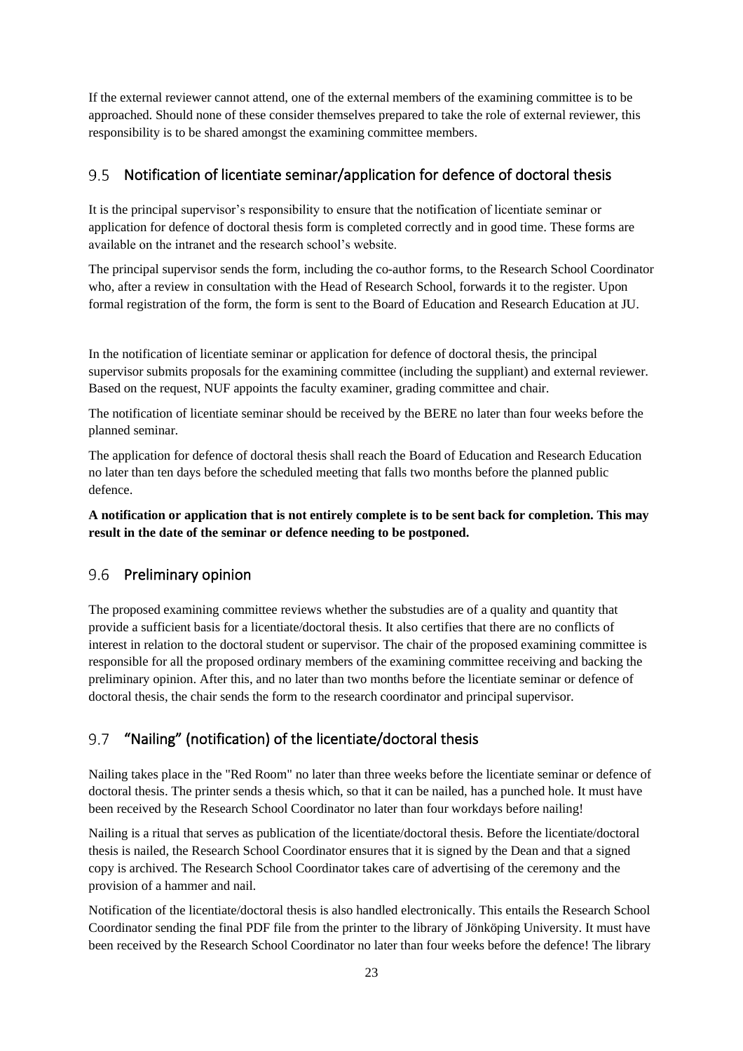If the external reviewer cannot attend, one of the external members of the examining committee is to be approached. Should none of these consider themselves prepared to take the role of external reviewer, this responsibility is to be shared amongst the examining committee members.

## 9.5 Notification of licentiate seminar/application for defence of doctoral thesis

It is the principal supervisor's responsibility to ensure that the notification of licentiate seminar or application for defence of doctoral thesis form is completed correctly and in good time. These forms are available on the intranet and the research school's website.

The principal supervisor sends the form, including the co-author forms, to the Research School Coordinator who, after a review in consultation with the Head of Research School, forwards it to the register. Upon formal registration of the form, the form is sent to the Board of Education and Research Education at JU.

In the notification of licentiate seminar or application for defence of doctoral thesis, the principal supervisor submits proposals for the examining committee (including the suppliant) and external reviewer. Based on the request, NUF appoints the faculty examiner, grading committee and chair.

The notification of licentiate seminar should be received by the BERE no later than four weeks before the planned seminar.

The application for defence of doctoral thesis shall reach the Board of Education and Research Education no later than ten days before the scheduled meeting that falls two months before the planned public defence.

**A notification or application that is not entirely complete is to be sent back for completion. This may result in the date of the seminar or defence needing to be postponed.**

## 9.6 Preliminary opinion

The proposed examining committee reviews whether the substudies are of a quality and quantity that provide a sufficient basis for a licentiate/doctoral thesis. It also certifies that there are no conflicts of interest in relation to the doctoral student or supervisor. The chair of the proposed examining committee is responsible for all the proposed ordinary members of the examining committee receiving and backing the preliminary opinion. After this, and no later than two months before the licentiate seminar or defence of doctoral thesis, the chair sends the form to the research coordinator and principal supervisor.

## 9.7 "Nailing" (notification) of the licentiate/doctoral thesis

Nailing takes place in the "Red Room" no later than three weeks before the licentiate seminar or defence of doctoral thesis. The printer sends a thesis which, so that it can be nailed, has a punched hole. It must have been received by the Research School Coordinator no later than four workdays before nailing!

Nailing is a ritual that serves as publication of the licentiate/doctoral thesis. Before the licentiate/doctoral thesis is nailed, the Research School Coordinator ensures that it is signed by the Dean and that a signed copy is archived. The Research School Coordinator takes care of advertising of the ceremony and the provision of a hammer and nail.

Notification of the licentiate/doctoral thesis is also handled electronically. This entails the Research School Coordinator sending the final PDF file from the printer to the library of Jönköping University. It must have been received by the Research School Coordinator no later than four weeks before the defence! The library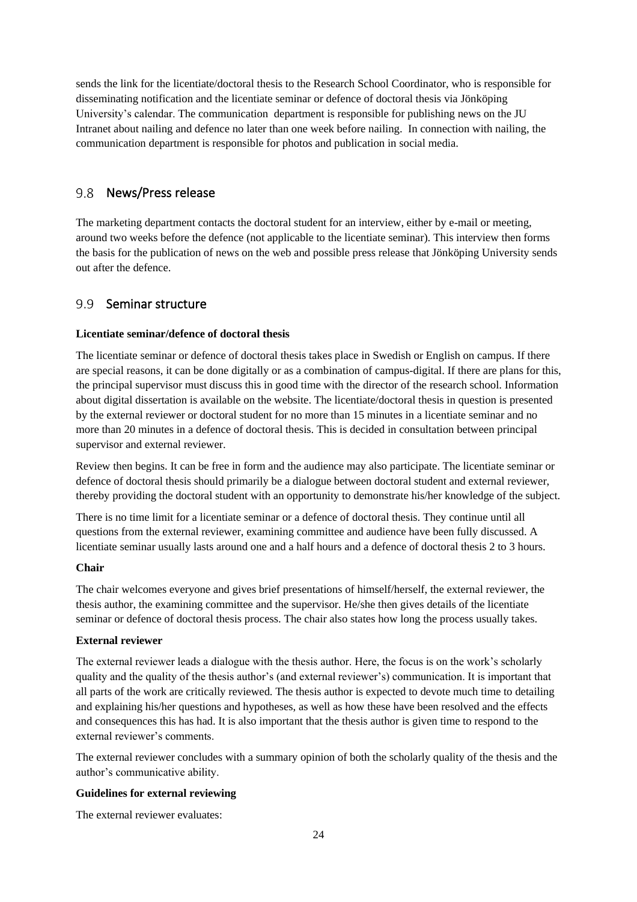sends the link for the licentiate/doctoral thesis to the Research School Coordinator, who is responsible for disseminating notification and the licentiate seminar or defence of doctoral thesis via Jönköping University's calendar. The communication department is responsible for publishing news on the JU Intranet about nailing and defence no later than one week before nailing. In connection with nailing, the communication department is responsible for photos and publication in social media.

## 9.8 News/Press release

The marketing department contacts the doctoral student for an interview, either by e-mail or meeting, around two weeks before the defence (not applicable to the licentiate seminar). This interview then forms the basis for the publication of news on the web and possible press release that Jönköping University sends out after the defence.

## 9.9 Seminar structure

**Licentiate seminar/defence of doctoral thesis**

The licentiate seminar or defence of doctoral thesis takes place in Swedish or English on campus. If there are special reasons, it can be done digitally or as a combination of campus-digital. If there are plans for this, the principal supervisor must discuss this in good time with the director of the research school. Information about digital dissertation is available on the website. The licentiate/doctoral thesis in question is presented by the external reviewer or doctoral student for no more than 15 minutes in a licentiate seminar and no more than 20 minutes in a defence of doctoral thesis. This is decided in consultation between principal supervisor and external reviewer.

Review then begins. It can be free in form and the audience may also participate. The licentiate seminar or defence of doctoral thesis should primarily be a dialogue between doctoral student and external reviewer, thereby providing the doctoral student with an opportunity to demonstrate his/her knowledge of the subject.

There is no time limit for a licentiate seminar or a defence of doctoral thesis. They continue until all questions from the external reviewer, examining committee and audience have been fully discussed. A licentiate seminar usually lasts around one and a half hours and a defence of doctoral thesis 2 to 3 hours.

**Chair**

The chair welcomes everyone and gives brief presentations of himself/herself, the external reviewer, the thesis author, the examining committee and the supervisor. He/she then gives details of the licentiate seminar or defence of doctoral thesis process. The chair also states how long the process usually takes.

**External reviewer**

The external reviewer leads a dialogue with the thesis author. Here, the focus is on the work's scholarly quality and the quality of the thesis author's (and external reviewer's) communication. It is important that all parts of the work are critically reviewed. The thesis author is expected to devote much time to detailing and explaining his/her questions and hypotheses, as well as how these have been resolved and the effects and consequences this has had. It is also important that the thesis author is given time to respond to the external reviewer's comments.

The external reviewer concludes with a summary opinion of both the scholarly quality of the thesis and the author's communicative ability.

**Guidelines for external reviewing**

The external reviewer evaluates: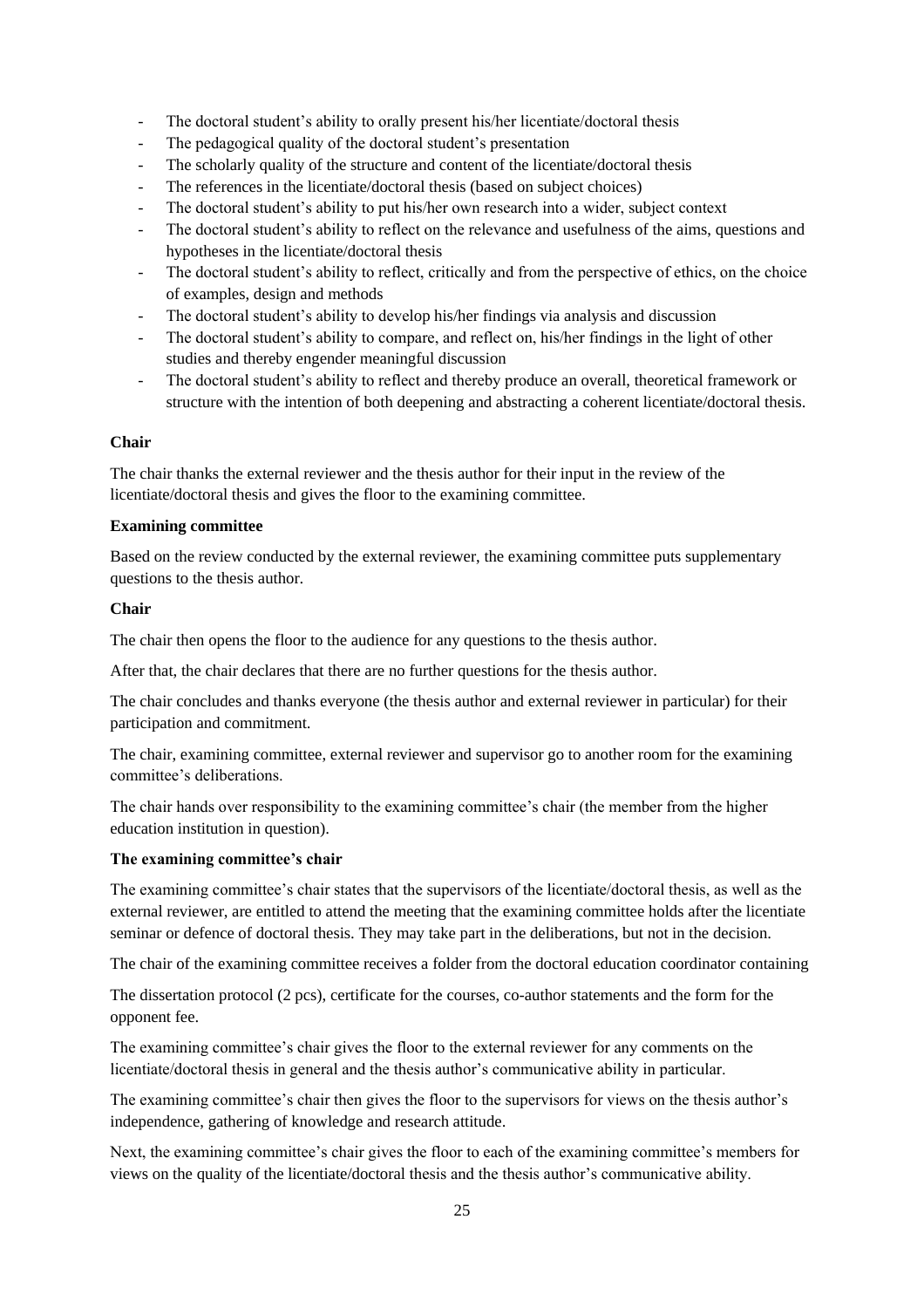- The doctoral student's ability to orally present his/her licentiate/doctoral thesis
- The pedagogical quality of the doctoral student's presentation
- The scholarly quality of the structure and content of the licentiate/doctoral thesis
- The references in the licentiate/doctoral thesis (based on subject choices)
- The doctoral student's ability to put his/her own research into a wider, subject context
- The doctoral student's ability to reflect on the relevance and usefulness of the aims, questions and hypotheses in the licentiate/doctoral thesis
- The doctoral student's ability to reflect, critically and from the perspective of ethics, on the choice of examples, design and methods
- The doctoral student's ability to develop his/her findings via analysis and discussion
- The doctoral student's ability to compare, and reflect on, his/her findings in the light of other studies and thereby engender meaningful discussion
- The doctoral student's ability to reflect and thereby produce an overall, theoretical framework or structure with the intention of both deepening and abstracting a coherent licentiate/doctoral thesis.

**Chair**

The chair thanks the external reviewer and the thesis author for their input in the review of the licentiate/doctoral thesis and gives the floor to the examining committee.

**Examining committee**

Based on the review conducted by the external reviewer, the examining committee puts supplementary questions to the thesis author.

**Chair**

The chair then opens the floor to the audience for any questions to the thesis author.

After that, the chair declares that there are no further questions for the thesis author.

The chair concludes and thanks everyone (the thesis author and external reviewer in particular) for their participation and commitment.

The chair, examining committee, external reviewer and supervisor go to another room for the examining committee's deliberations.

The chair hands over responsibility to the examining committee's chair (the member from the higher education institution in question).

**The examining committee's chair**

The examining committee's chair states that the supervisors of the licentiate/doctoral thesis, as well as the external reviewer, are entitled to attend the meeting that the examining committee holds after the licentiate seminar or defence of doctoral thesis. They may take part in the deliberations, but not in the decision.

The chair of the examining committee receives a folder from the doctoral education coordinator containing

The dissertation protocol (2 pcs), certificate for the courses, co-author statements and the form for the opponent fee.

The examining committee's chair gives the floor to the external reviewer for any comments on the licentiate/doctoral thesis in general and the thesis author's communicative ability in particular.

The examining committee's chair then gives the floor to the supervisors for views on the thesis author's independence, gathering of knowledge and research attitude.

Next, the examining committee's chair gives the floor to each of the examining committee's members for views on the quality of the licentiate/doctoral thesis and the thesis author's communicative ability.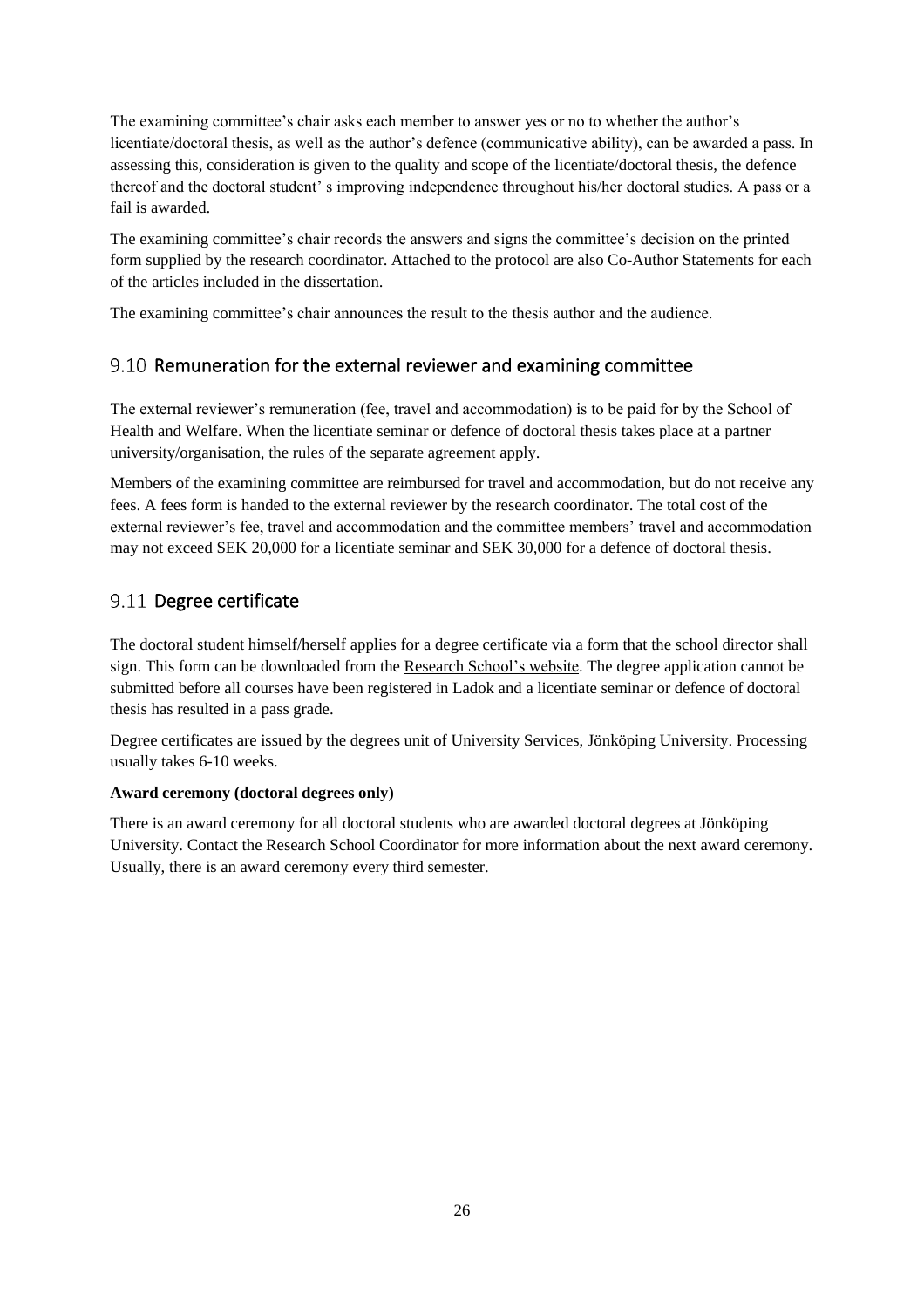The examining committee's chair asks each member to answer yes or no to whether the author's licentiate/doctoral thesis, as well as the author's defence (communicative ability), can be awarded a pass. In assessing this, consideration is given to the quality and scope of the licentiate/doctoral thesis, the defence thereof and the doctoral student' s improving independence throughout his/her doctoral studies. A pass or a fail is awarded.

The examining committee's chair records the answers and signs the committee's decision on the printed form supplied by the research coordinator. Attached to the protocol are also Co-Author Statements for each of the articles included in the dissertation.

The examining committee's chair announces the result to the thesis author and the audience.

## 9.10 Remuneration for the external reviewer and examining committee

The external reviewer's remuneration (fee, travel and accommodation) is to be paid for by the School of Health and Welfare. When the licentiate seminar or defence of doctoral thesis takes place at a partner university/organisation, the rules of the separate agreement apply.

Members of the examining committee are reimbursed for travel and accommodation, but do not receive any fees. A fees form is handed to the external reviewer by the research coordinator. The total cost of the external reviewer's fee, travel and accommodation and the committee members' travel and accommodation may not exceed SEK 20,000 for a licentiate seminar and SEK 30,000 for a defence of doctoral thesis.

## 9.11 Degree certificate

The doctoral student himself/herself applies for a degree certificate via a form that the school director shall sign. This form can be downloaded from the Research School's website. The degree application cannot be submitted before all courses have been registered in Ladok and a licentiate seminar or defence of doctoral thesis has resulted in a pass grade.

Degree certificates are issued by the degrees unit of University Services, Jönköping University. Processing usually takes 6-10 weeks.

**Award ceremony (doctoral degrees only)**

There is an award ceremony for all doctoral students who are awarded doctoral degrees at Jönköping University. Contact the Research School Coordinator for more information about the next award ceremony. Usually, there is an award ceremony every third semester.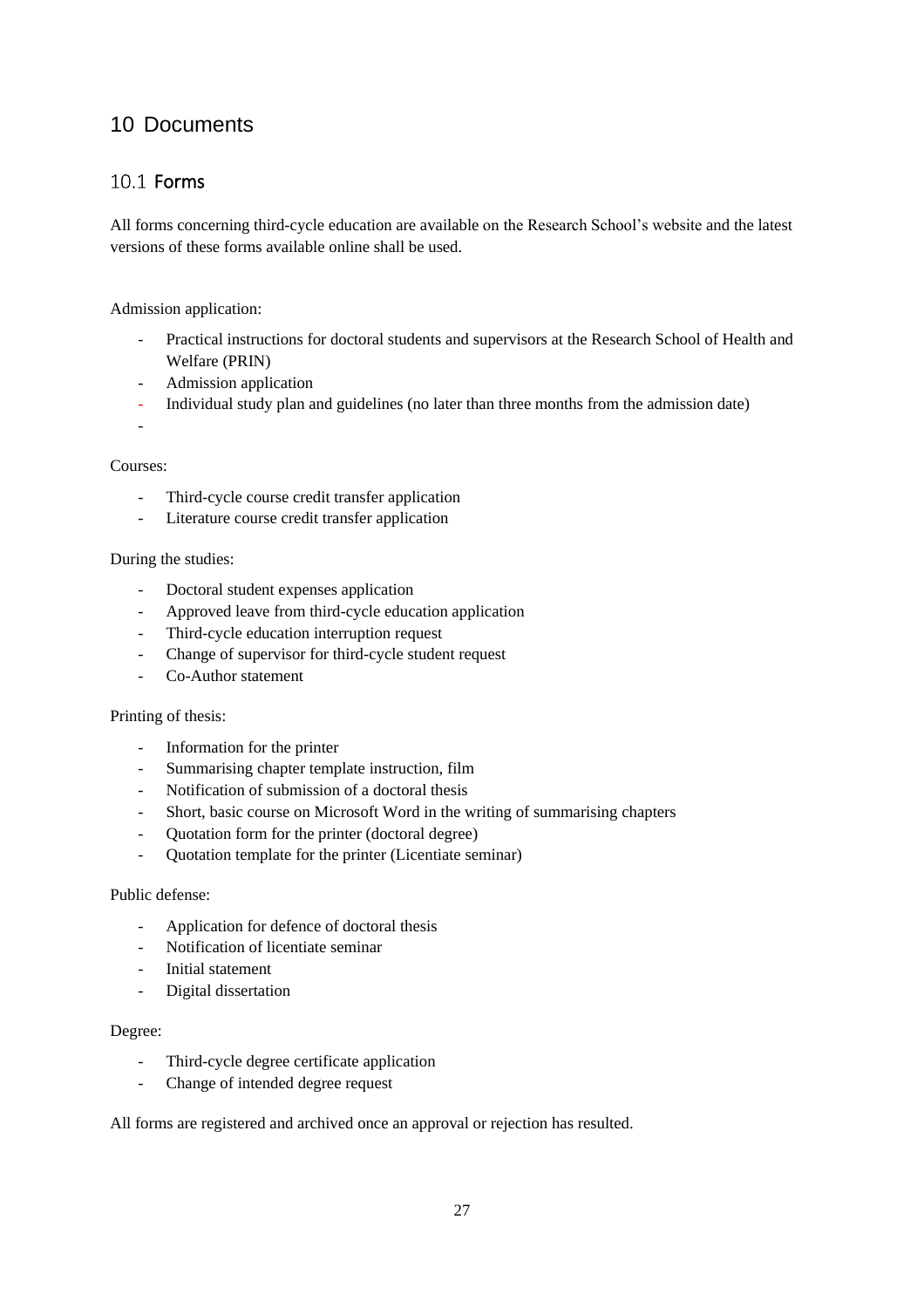# 10 Documents

## 10.1 Forms

All forms concerning third-cycle education are available on the Research School's website and the latest versions of these forms available online shall be used.

Admission application:

- Practical instructions for doctoral students and supervisors at the Research School of Health and Welfare (PRIN)
- Admission application
- Individual study plan and guidelines (no later than three months from the admission date)
-

Courses:

- Third-cycle course credit transfer application
- Literature course credit transfer application

During the studies:

- Doctoral student expenses application
- Approved leave from third-cycle education application
- Third-cycle education interruption request
- Change of supervisor for third-cycle student request
- Co-Author statement

Printing of thesis:

- Information for the printer
- Summarising chapter template instruction, film
- Notification of submission of a doctoral thesis
- Short, basic course on Microsoft Word in the writing of summarising chapters
- Quotation form for the printer (doctoral degree)
- Quotation template for the printer (Licentiate seminar)

Public defense:

- Application for defence of doctoral thesis
- Notification of licentiate seminar
- Initial statement
- Digital dissertation

Degree:

- Third-cycle degree certificate application
- Change of intended degree request

All forms are registered and archived once an approval or rejection has resulted.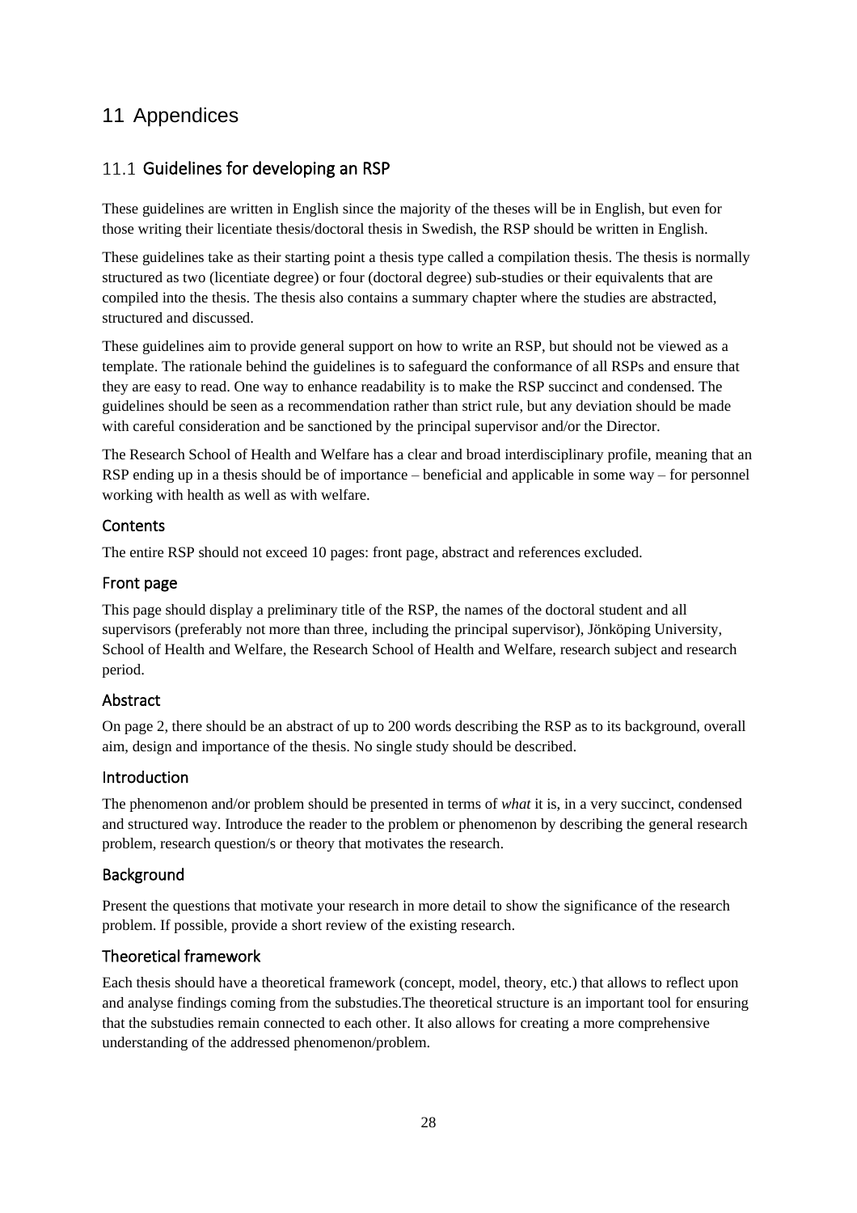# 11 Appendices

## 11.1 Guidelines for developing an RSP

These guidelines are written in English since the majority of the theses will be in English, but even for those writing their licentiate thesis/doctoral thesis in Swedish, the RSP should be written in English.

These guidelines take as their starting point a thesis type called a compilation thesis. The thesis is normally structured as two (licentiate degree) or four (doctoral degree) sub-studies or their equivalents that are compiled into the thesis. The thesis also contains a summary chapter where the studies are abstracted, structured and discussed.

These guidelines aim to provide general support on how to write an RSP, but should not be viewed as a template. The rationale behind the guidelines is to safeguard the conformance of all RSPs and ensure that they are easy to read. One way to enhance readability is to make the RSP succinct and condensed. The guidelines should be seen as a recommendation rather than strict rule, but any deviation should be made with careful consideration and be sanctioned by the principal supervisor and/or the Director.

The Research School of Health and Welfare has a clear and broad interdisciplinary profile, meaning that an RSP ending up in a thesis should be of importance – beneficial and applicable in some way – for personnel working with health as well as with welfare.

### Contents

The entire RSP should not exceed 10 pages: front page, abstract and references excluded.

### Front page

This page should display a preliminary title of the RSP, the names of the doctoral student and all supervisors (preferably not more than three, including the principal supervisor), Jönköping University, School of Health and Welfare, the Research School of Health and Welfare, research subject and research period.

### Abstract

On page 2, there should be an abstract of up to 200 words describing the RSP as to its background, overall aim, design and importance of the thesis. No single study should be described.

### Introduction

The phenomenon and/or problem should be presented in terms of *what* it is, in a very succinct, condensed and structured way. Introduce the reader to the problem or phenomenon by describing the general research problem, research question/s or theory that motivates the research.

### Background

Present the questions that motivate your research in more detail to show the significance of the research problem. If possible, provide a short review of the existing research.

### Theoretical framework

Each thesis should have a theoretical framework (concept, model, theory, etc.) that allows to reflect upon and analyse findings coming from the substudies.The theoretical structure is an important tool for ensuring that the substudies remain connected to each other. It also allows for creating a more comprehensive understanding of the addressed phenomenon/problem.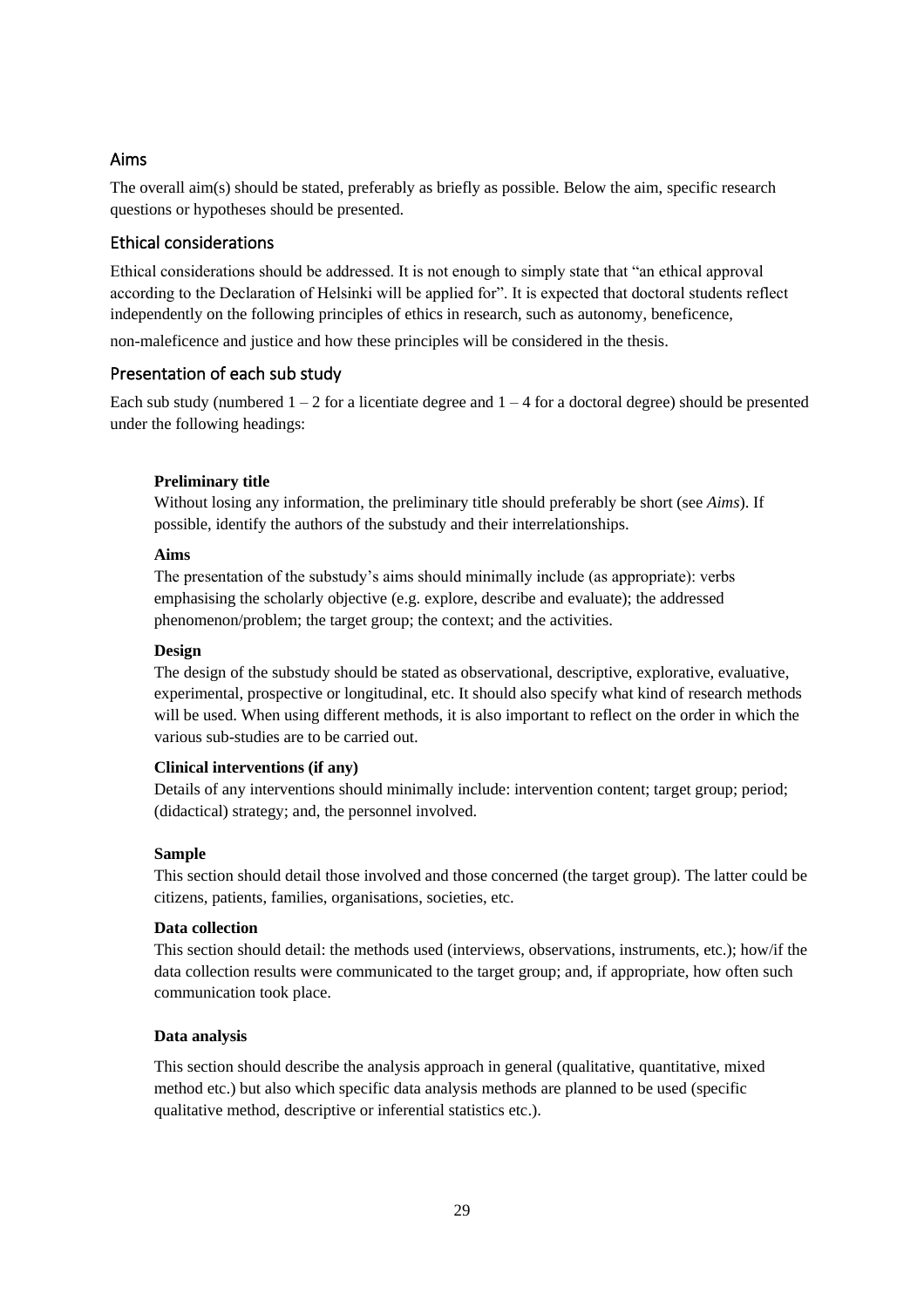## Aims

The overall aim(s) should be stated, preferably as briefly as possible. Below the aim, specific research questions or hypotheses should be presented.

## Ethical considerations

Ethical considerations should be addressed. It is not enough to simply state that "an ethical approval according to the Declaration of Helsinki will be applied for". It is expected that doctoral students reflect independently on the following principles of ethics in research, such as autonomy, beneficence, non-maleficence and justice and how these principles will be considered in the thesis.

## Presentation of each sub study

Each sub study (numbered 1 – 2 for a licentiate degree and 1 – 4 for a doctoral degree) should be presented under the following headings:

**Preliminary title**

Without losing any information, the preliminary title should preferably be short (see *Aims*). If possible, identify the authors of the substudy and their interrelationships.

**Aims**

The presentation of the substudy's aims should minimally include (as appropriate): verbs emphasising the scholarly objective (e.g. explore, describe and evaluate); the addressed phenomenon/problem; the target group; the context; and the activities.

**Design**

The design of the substudy should be stated as observational, descriptive, explorative, evaluative, experimental, prospective or longitudinal, etc. It should also specify what kind of research methods will be used. When using different methods, it is also important to reflect on the order in which the various sub-studies are to be carried out.

**Clinical interventions (if any)**

Details of any interventions should minimally include: intervention content; target group; period; (didactical) strategy; and, the personnel involved.

**Sample**

This section should detail those involved and those concerned (the target group). The latter could be citizens, patients, families, organisations, societies, etc.

**Data collection**

This section should detail: the methods used (interviews, observations, instruments, etc.); how/if the data collection results were communicated to the target group; and, if appropriate, how often such communication took place.

**Data analysis**

This section should describe the analysis approach in general (qualitative, quantitative, mixed method etc.) but also which specific data analysis methods are planned to be used (specific qualitative method, descriptive or inferential statistics etc.).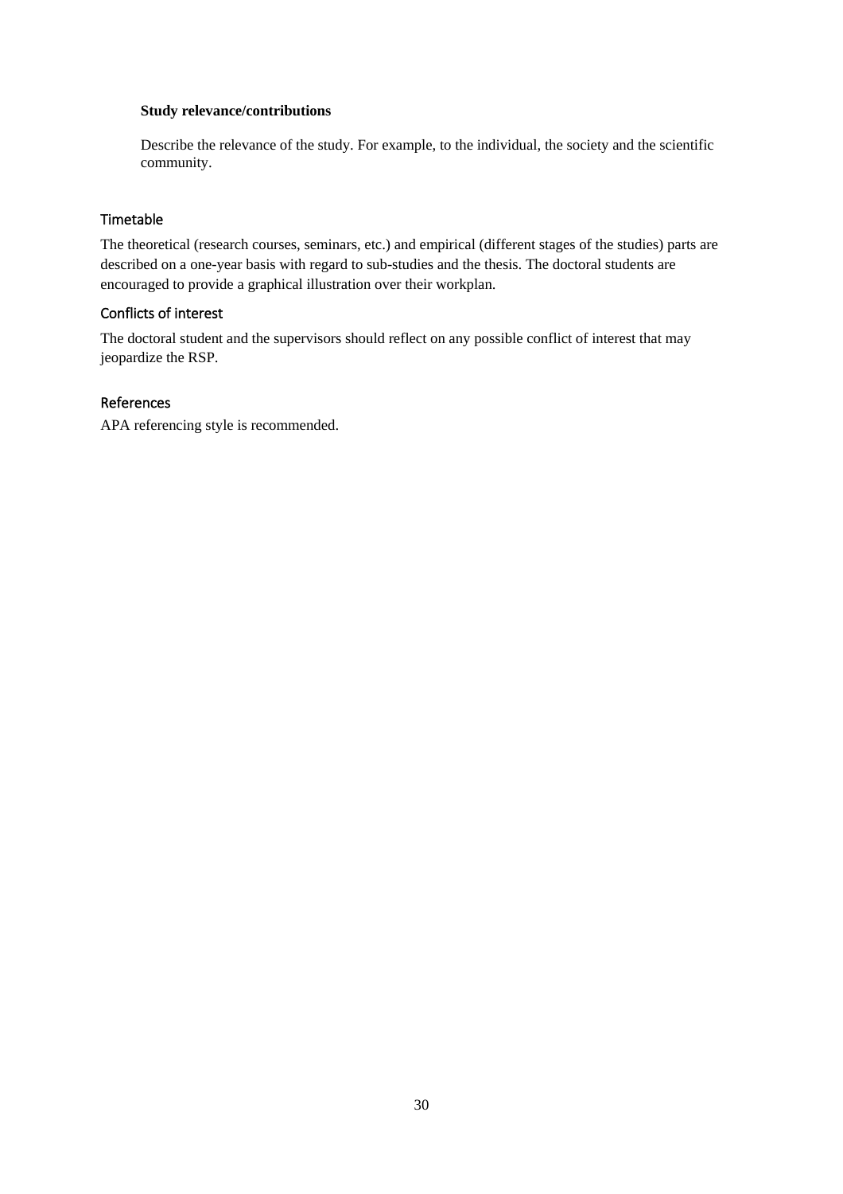**Study relevance/contributions**

Describe the relevance of the study. For example, to the individual, the society and the scientific community.

## Timetable

The theoretical (research courses, seminars, etc.) and empirical (different stages of the studies) parts are described on a one-year basis with regard to sub-studies and the thesis. The doctoral students are encouraged to provide a graphical illustration over their workplan.

## Conflicts of interest

The doctoral student and the supervisors should reflect on any possible conflict of interest that may jeopardize the RSP.

## References

APA referencing style is recommended.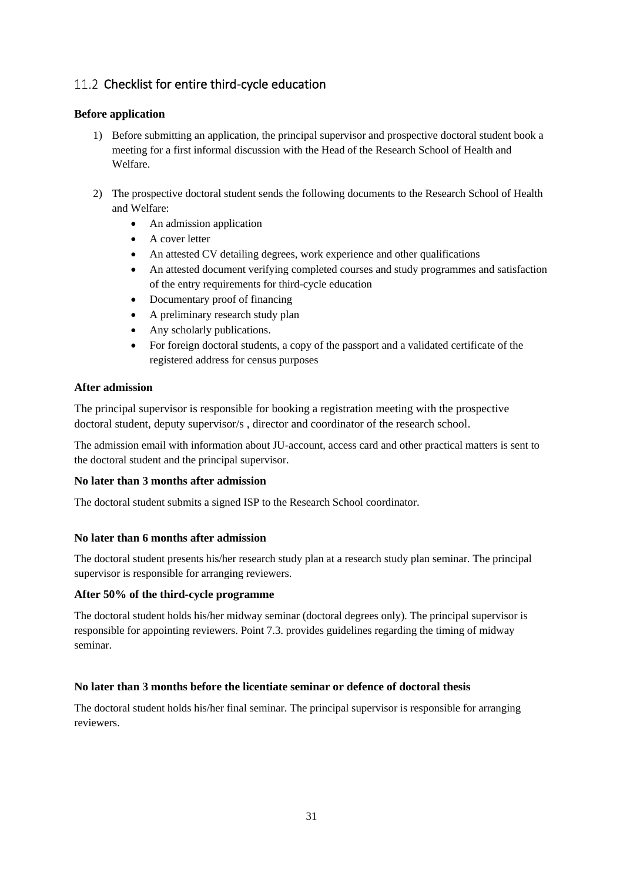## 11.2 Checklist for entire third-cycle education

**Before application**

1) Before submitting an application, the principal supervisor and prospective doctoral student book a meeting for a first informal discussion with the Head of the Research School of Health and Welfare.

2) The prospective doctoral student sends the following documents to the Research School of Health and Welfare:
   - An admission application
   - A cover letter
   - An attested CV detailing degrees, work experience and other qualifications
   - An attested document verifying completed courses and study programmes and satisfaction of the entry requirements for third-cycle education
   - Documentary proof of financing
   - A preliminary research study plan
   - Any scholarly publications.
   - For foreign doctoral students, a copy of the passport and a validated certificate of the registered address for census purposes

**After admission**

The principal supervisor is responsible for booking a registration meeting with the prospective doctoral student, deputy supervisor/s , director and coordinator of the research school.

The admission email with information about JU-account, access card and other practical matters is sent to the doctoral student and the principal supervisor.

**No later than 3 months after admission**

The doctoral student submits a signed ISP to the Research School coordinator.

**No later than 6 months after admission**

The doctoral student presents his/her research study plan at a research study plan seminar. The principal supervisor is responsible for arranging reviewers.

**After 50% of the third-cycle programme**

The doctoral student holds his/her midway seminar (doctoral degrees only). The principal supervisor is responsible for appointing reviewers. Point 7.3. provides guidelines regarding the timing of midway seminar.

**No later than 3 months before the licentiate seminar or defence of doctoral thesis**

The doctoral student holds his/her final seminar. The principal supervisor is responsible for arranging reviewers.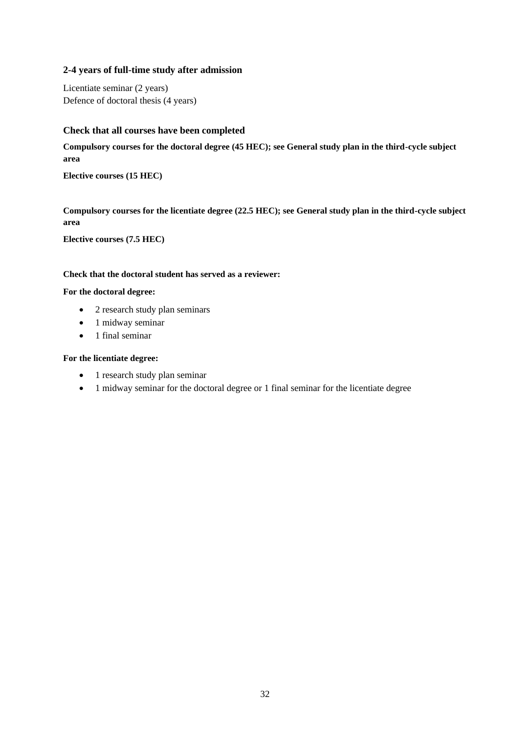### 2-4 years of full-time study after admission

Licentiate seminar (2 years)
Defence of doctoral thesis (4 years)

### Check that all courses have been completed

**Compulsory courses for the doctoral degree (45 HEC); see General study plan in the third-cycle subject area**

**Elective courses (15 HEC)**

**Compulsory courses for the licentiate degree (22.5 HEC); see General study plan in the third-cycle subject area**

**Elective courses (7.5 HEC)**

**Check that the doctoral student has served as a reviewer:**

**For the doctoral degree:**

- 2 research study plan seminars
- 1 midway seminar
- 1 final seminar

**For the licentiate degree:**

- 1 research study plan seminar
- 1 midway seminar for the doctoral degree or 1 final seminar for the licentiate degree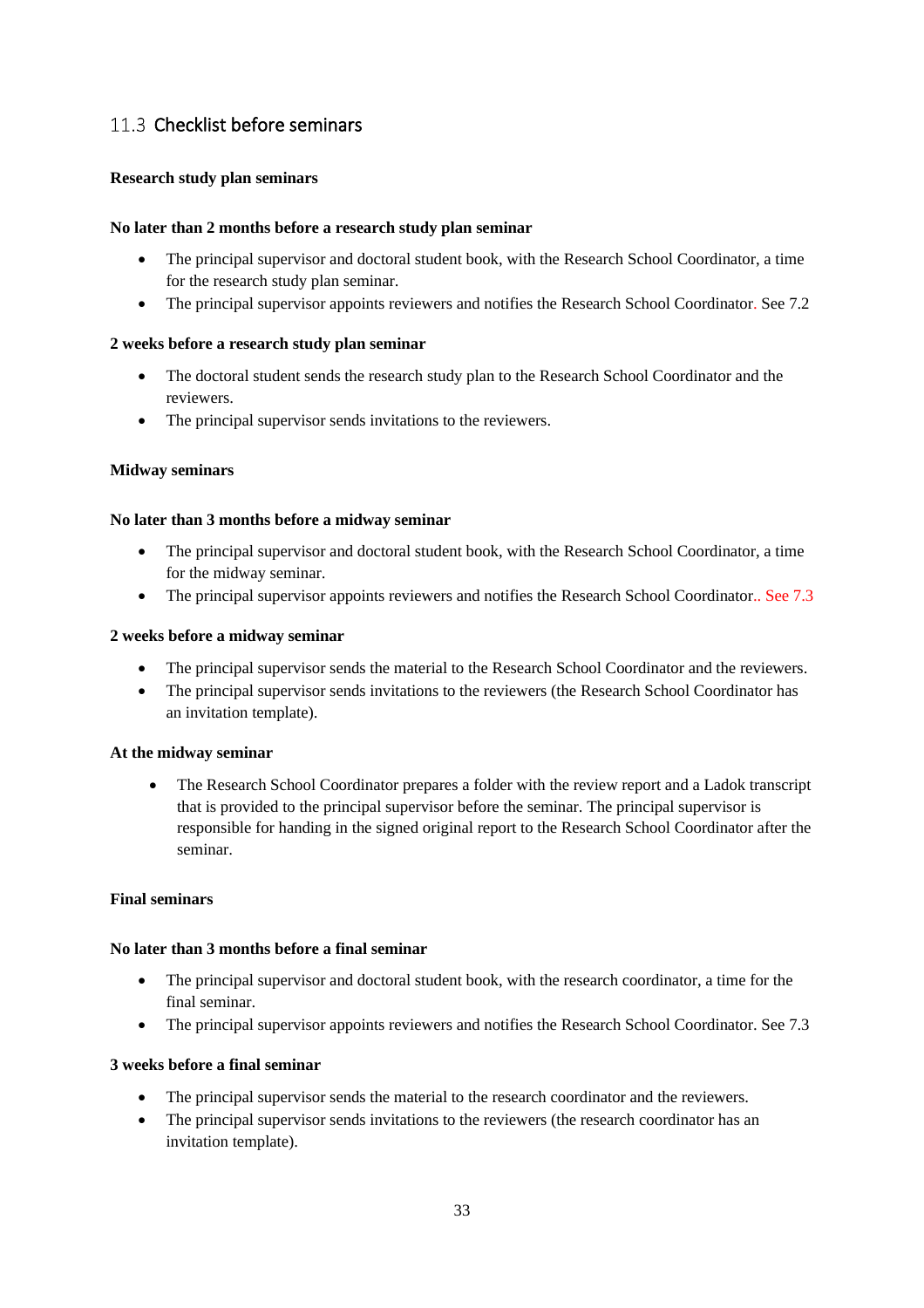## 11.3 Checklist before seminars

**Research study plan seminars**

**No later than 2 months before a research study plan seminar**

- The principal supervisor and doctoral student book, with the Research School Coordinator, a time for the research study plan seminar.
- The principal supervisor appoints reviewers and notifies the Research School Coordinator. See 7.2

**2 weeks before a research study plan seminar**

- The doctoral student sends the research study plan to the Research School Coordinator and the reviewers.
- The principal supervisor sends invitations to the reviewers.

**Midway seminars**

**No later than 3 months before a midway seminar**

- The principal supervisor and doctoral student book, with the Research School Coordinator, a time for the midway seminar.
- The principal supervisor appoints reviewers and notifies the Research School Coordinator.. See 7.3

**2 weeks before a midway seminar**

- The principal supervisor sends the material to the Research School Coordinator and the reviewers.
- The principal supervisor sends invitations to the reviewers (the Research School Coordinator has an invitation template).

**At the midway seminar**

- The Research School Coordinator prepares a folder with the review report and a Ladok transcript that is provided to the principal supervisor before the seminar. The principal supervisor is responsible for handing in the signed original report to the Research School Coordinator after the seminar.

**Final seminars**

**No later than 3 months before a final seminar**

- The principal supervisor and doctoral student book, with the research coordinator, a time for the final seminar.
- The principal supervisor appoints reviewers and notifies the Research School Coordinator. See 7.3

**3 weeks before a final seminar**

- The principal supervisor sends the material to the research coordinator and the reviewers.
- The principal supervisor sends invitations to the reviewers (the research coordinator has an invitation template).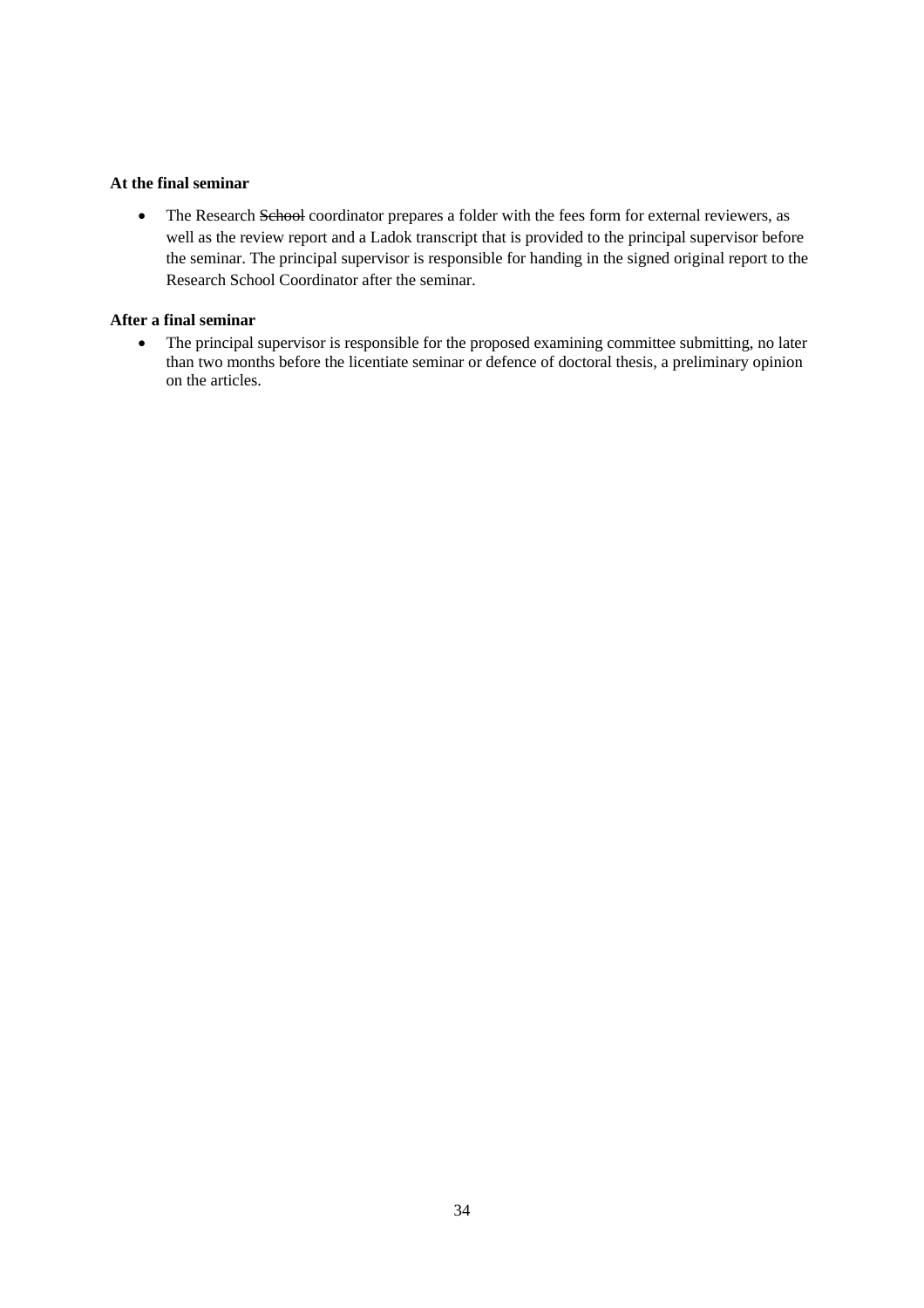**At the final seminar**

- The Research ~~School~~ coordinator prepares a folder with the fees form for external reviewers, as well as the review report and a Ladok transcript that is provided to the principal supervisor before the seminar. The principal supervisor is responsible for handing in the signed original report to the Research School Coordinator after the seminar.

**After a final seminar**

- The principal supervisor is responsible for the proposed examining committee submitting, no later than two months before the licentiate seminar or defence of doctoral thesis, a preliminary opinion on the articles.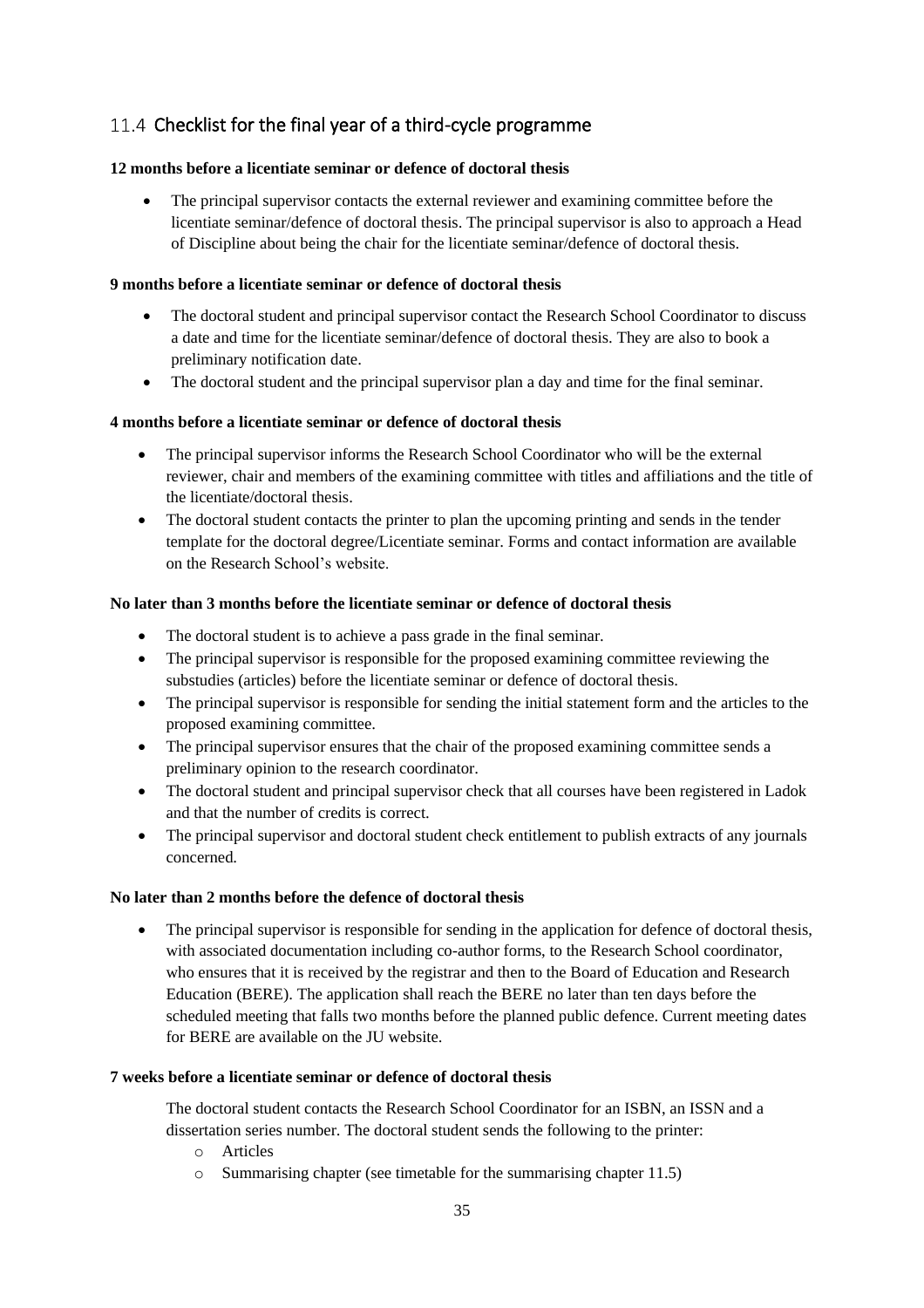## 11.4 Checklist for the final year of a third-cycle programme

**12 months before a licentiate seminar or defence of doctoral thesis**

- The principal supervisor contacts the external reviewer and examining committee before the licentiate seminar/defence of doctoral thesis. The principal supervisor is also to approach a Head of Discipline about being the chair for the licentiate seminar/defence of doctoral thesis.

**9 months before a licentiate seminar or defence of doctoral thesis**

- The doctoral student and principal supervisor contact the Research School Coordinator to discuss a date and time for the licentiate seminar/defence of doctoral thesis. They are also to book a preliminary notification date.
- The doctoral student and the principal supervisor plan a day and time for the final seminar.

**4 months before a licentiate seminar or defence of doctoral thesis**

- The principal supervisor informs the Research School Coordinator who will be the external reviewer, chair and members of the examining committee with titles and affiliations and the title of the licentiate/doctoral thesis.
- The doctoral student contacts the printer to plan the upcoming printing and sends in the tender template for the doctoral degree/Licentiate seminar. Forms and contact information are available on the Research School's website.

**No later than 3 months before the licentiate seminar or defence of doctoral thesis**

- The doctoral student is to achieve a pass grade in the final seminar.
- The principal supervisor is responsible for the proposed examining committee reviewing the substudies (articles) before the licentiate seminar or defence of doctoral thesis.
- The principal supervisor is responsible for sending the initial statement form and the articles to the proposed examining committee.
- The principal supervisor ensures that the chair of the proposed examining committee sends a preliminary opinion to the research coordinator.
- The doctoral student and principal supervisor check that all courses have been registered in Ladok and that the number of credits is correct.
- The principal supervisor and doctoral student check entitlement to publish extracts of any journals concerned.

**No later than 2 months before the defence of doctoral thesis**

- The principal supervisor is responsible for sending in the application for defence of doctoral thesis, with associated documentation including co-author forms, to the Research School coordinator, who ensures that it is received by the registrar and then to the Board of Education and Research Education (BERE). The application shall reach the BERE no later than ten days before the scheduled meeting that falls two months before the planned public defence. Current meeting dates for BERE are available on the JU website.

**7 weeks before a licentiate seminar or defence of doctoral thesis**

The doctoral student contacts the Research School Coordinator for an ISBN, an ISSN and a dissertation series number. The doctoral student sends the following to the printer:

- Articles
- Summarising chapter (see timetable for the summarising chapter 11.5)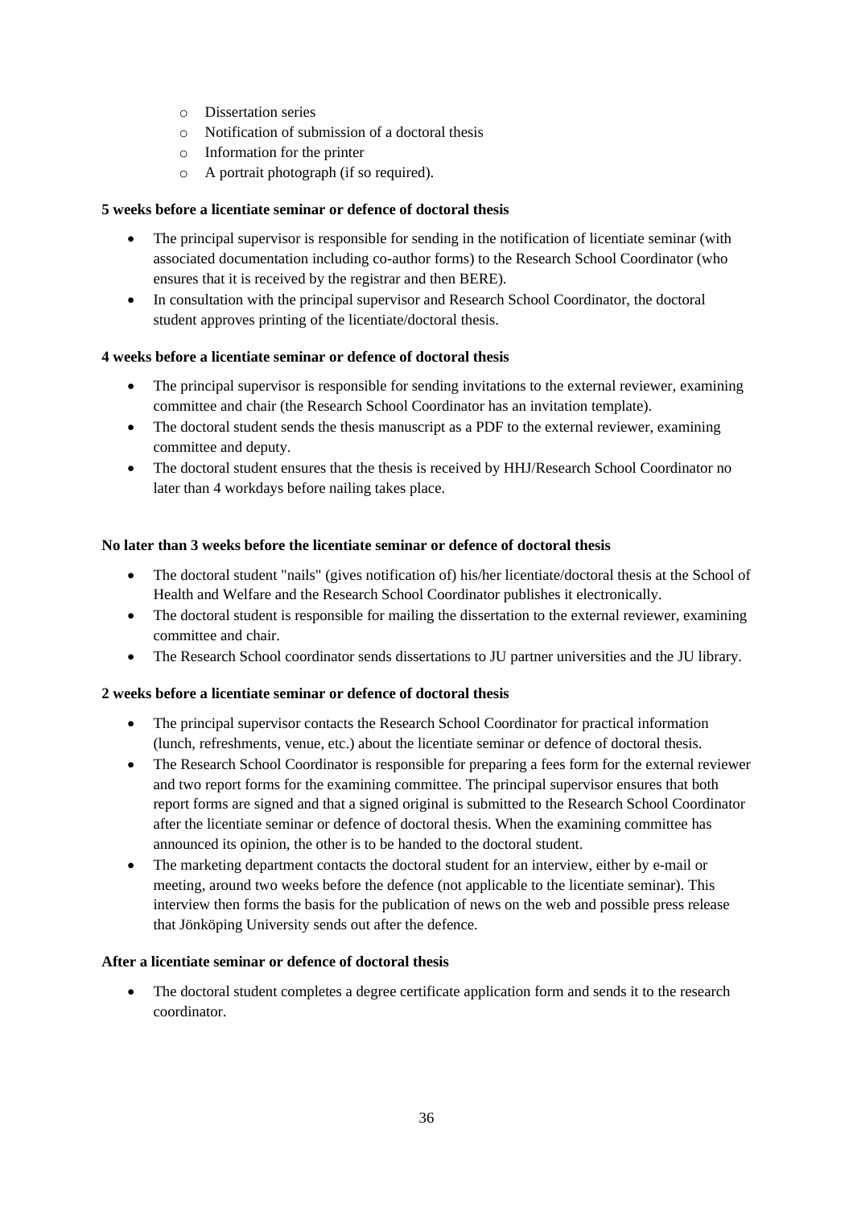- Dissertation series
  - Notification of submission of a doctoral thesis
  - Information for the printer
  - A portrait photograph (if so required).

**5 weeks before a licentiate seminar or defence of doctoral thesis**

- The principal supervisor is responsible for sending in the notification of licentiate seminar (with associated documentation including co-author forms) to the Research School Coordinator (who ensures that it is received by the registrar and then BERE).
- In consultation with the principal supervisor and Research School Coordinator, the doctoral student approves printing of the licentiate/doctoral thesis.

**4 weeks before a licentiate seminar or defence of doctoral thesis**

- The principal supervisor is responsible for sending invitations to the external reviewer, examining committee and chair (the Research School Coordinator has an invitation template).
- The doctoral student sends the thesis manuscript as a PDF to the external reviewer, examining committee and deputy.
- The doctoral student ensures that the thesis is received by HHJ/Research School Coordinator no later than 4 workdays before nailing takes place.

**No later than 3 weeks before the licentiate seminar or defence of doctoral thesis**

- The doctoral student "nails" (gives notification of) his/her licentiate/doctoral thesis at the School of Health and Welfare and the Research School Coordinator publishes it electronically.
- The doctoral student is responsible for mailing the dissertation to the external reviewer, examining committee and chair.
- The Research School coordinator sends dissertations to JU partner universities and the JU library.

**2 weeks before a licentiate seminar or defence of doctoral thesis**

- The principal supervisor contacts the Research School Coordinator for practical information (lunch, refreshments, venue, etc.) about the licentiate seminar or defence of doctoral thesis.
- The Research School Coordinator is responsible for preparing a fees form for the external reviewer and two report forms for the examining committee. The principal supervisor ensures that both report forms are signed and that a signed original is submitted to the Research School Coordinator after the licentiate seminar or defence of doctoral thesis. When the examining committee has announced its opinion, the other is to be handed to the doctoral student.
- The marketing department contacts the doctoral student for an interview, either by e-mail or meeting, around two weeks before the defence (not applicable to the licentiate seminar). This interview then forms the basis for the publication of news on the web and possible press release that Jönköping University sends out after the defence.

**After a licentiate seminar or defence of doctoral thesis**

- The doctoral student completes a degree certificate application form and sends it to the research coordinator.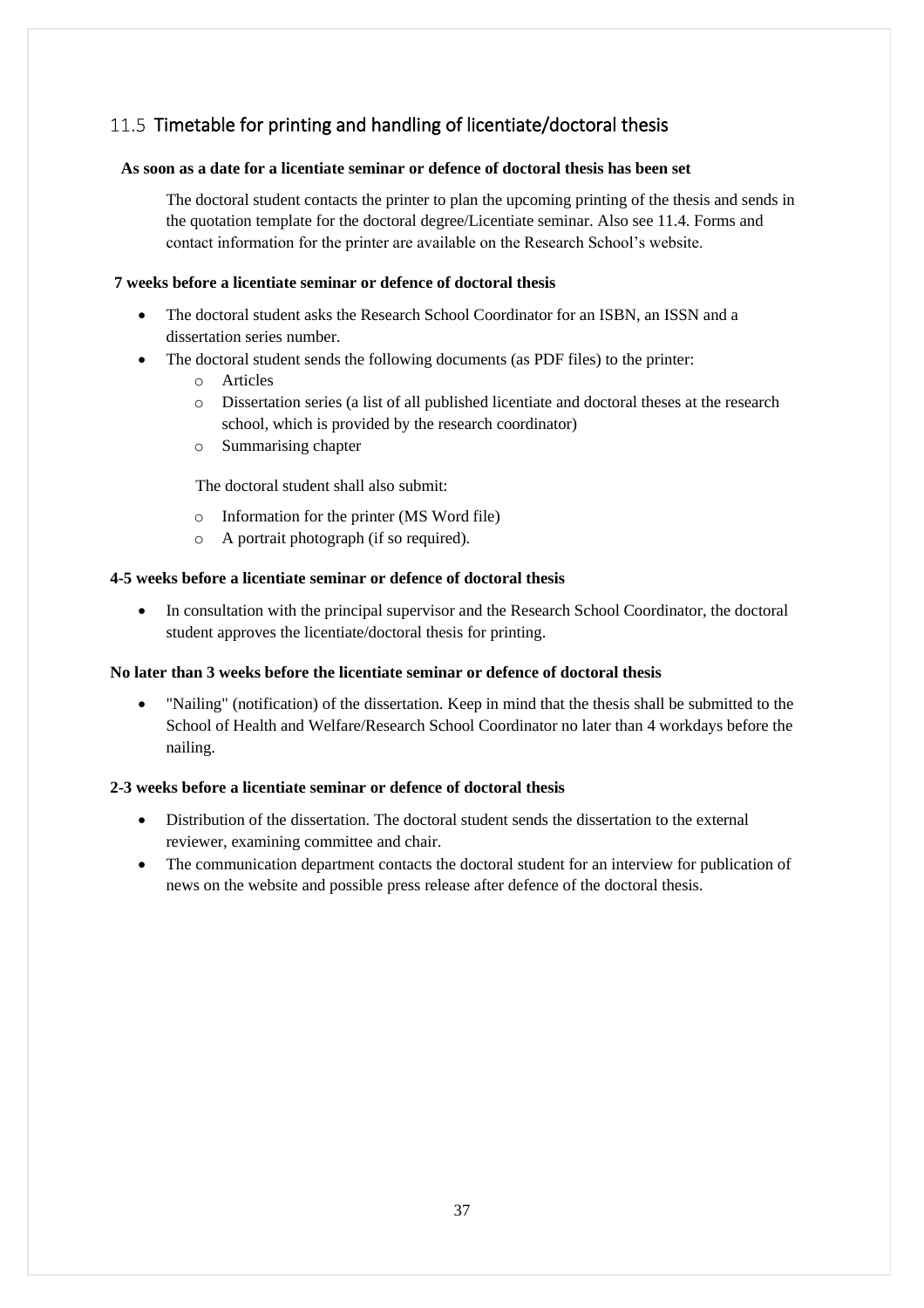## 11.5 Timetable for printing and handling of licentiate/doctoral thesis

**As soon as a date for a licentiate seminar or defence of doctoral thesis has been set**

The doctoral student contacts the printer to plan the upcoming printing of the thesis and sends in the quotation template for the doctoral degree/Licentiate seminar. Also see 11.4. Forms and contact information for the printer are available on the Research School's website.

**7 weeks before a licentiate seminar or defence of doctoral thesis**

- The doctoral student asks the Research School Coordinator for an ISBN, an ISSN and a dissertation series number.
- The doctoral student sends the following documents (as PDF files) to the printer:
  - Articles
  - Dissertation series (a list of all published licentiate and doctoral theses at the research school, which is provided by the research coordinator)
  - Summarising chapter

  The doctoral student shall also submit:

  - Information for the printer (MS Word file)
  - A portrait photograph (if so required).

**4-5 weeks before a licentiate seminar or defence of doctoral thesis**

- In consultation with the principal supervisor and the Research School Coordinator, the doctoral student approves the licentiate/doctoral thesis for printing.

**No later than 3 weeks before the licentiate seminar or defence of doctoral thesis**

- "Nailing" (notification) of the dissertation. Keep in mind that the thesis shall be submitted to the School of Health and Welfare/Research School Coordinator no later than 4 workdays before the nailing.

**2-3 weeks before a licentiate seminar or defence of doctoral thesis**

- Distribution of the dissertation. The doctoral student sends the dissertation to the external reviewer, examining committee and chair.
- The communication department contacts the doctoral student for an interview for publication of news on the website and possible press release after defence of the doctoral thesis.